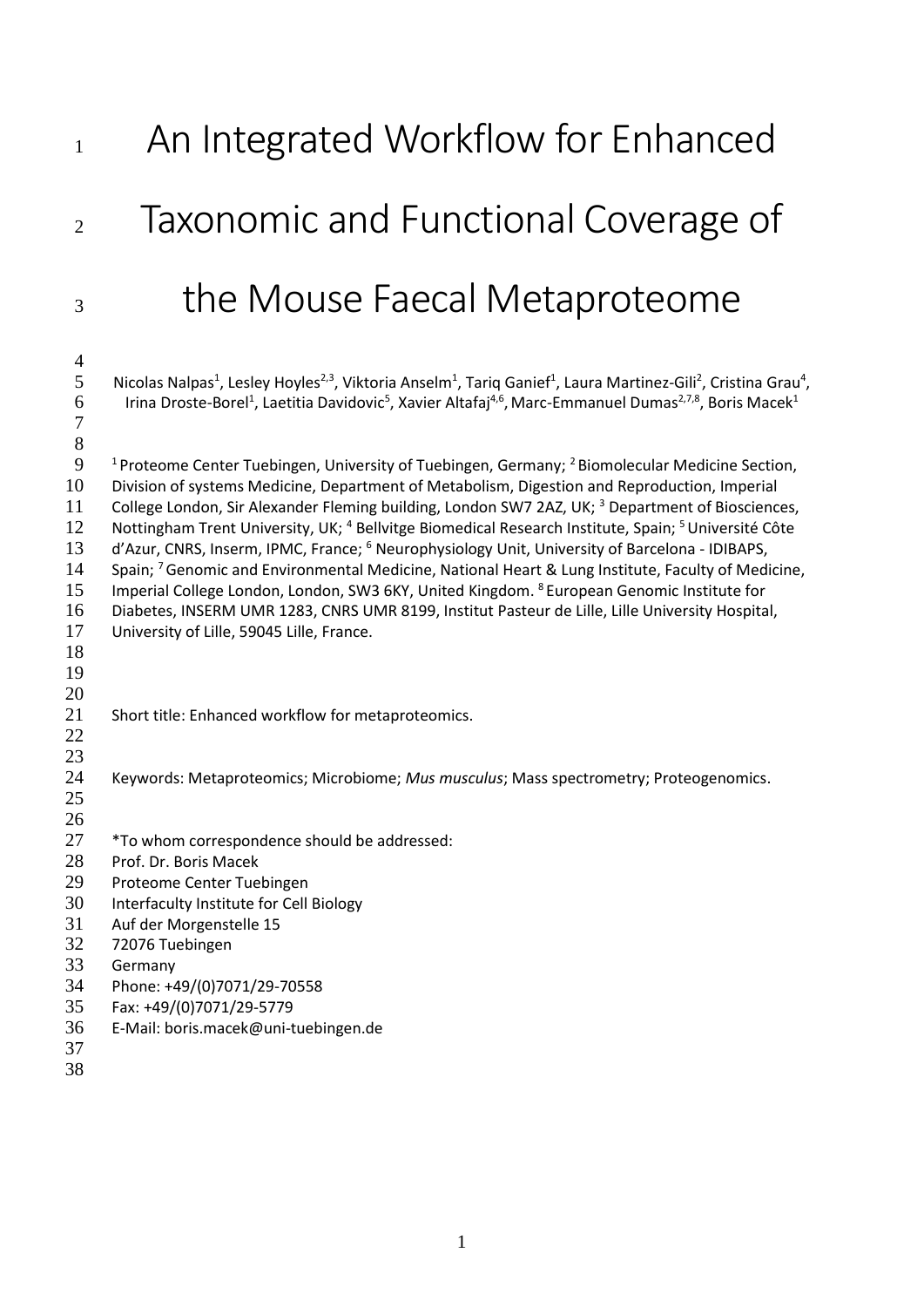# An Integrated Workflow for Enhanced Taxonomic and Functional Coverage of the Mouse Faecal Metaproteome

Nicolas Nalpas[1], Lesley Hoyles[2,3], Viktoria Anselm[1], Tariq Ganief[1], Laura Martinez-Gili[2], Cristina Grau[4], Irina Droste-Borel[1], Laetitia Davidovic[5], Xavier Altafaj[4,6], Marc-Emmanuel Dumas[2,7,8], Boris Macek[1]

[1] Proteome Center Tuebingen, University of Tuebingen, Germany; [2] Biomolecular Medicine Section, Division of systems Medicine, Department of Metabolism, Digestion and Reproduction, Imperial College London, Sir Alexander Fleming building, London SW7 2AZ, UK; [3] Department of Biosciences, Nottingham Trent University, UK; [4] Bellvitge Biomedical Research Institute, Spain; [5] Université Côte d'Azur, CNRS, Inserm, IPMC, France; [6] Neurophysiology Unit, University of Barcelona - IDIBAPS, Spain; [7] Genomic and Environmental Medicine, National Heart & Lung Institute, Faculty of Medicine, Imperial College London, London, SW3 6KY, United Kingdom. [8] European Genomic Institute for Diabetes, INSERM UMR 1283, CNRS UMR 8199, Institut Pasteur de Lille, Lille University Hospital, University of Lille, 59045 Lille, France.

Short title: Enhanced workflow for metaproteomics.

Keywords: Metaproteomics; Microbiome; *Mus musculus*; Mass spectrometry; Proteogenomics.

*To whom correspondence should be addressed:
Prof. Dr. Boris Macek
Proteome Center Tuebingen
Interfaculty Institute for Cell Biology
Auf der Morgenstelle 15
72076 Tuebingen
Germany
Phone: +49/(0)7071/29-70558
Fax: +49/(0)7071/29-5779
E-Mail: boris.macek@uni-tuebingen.de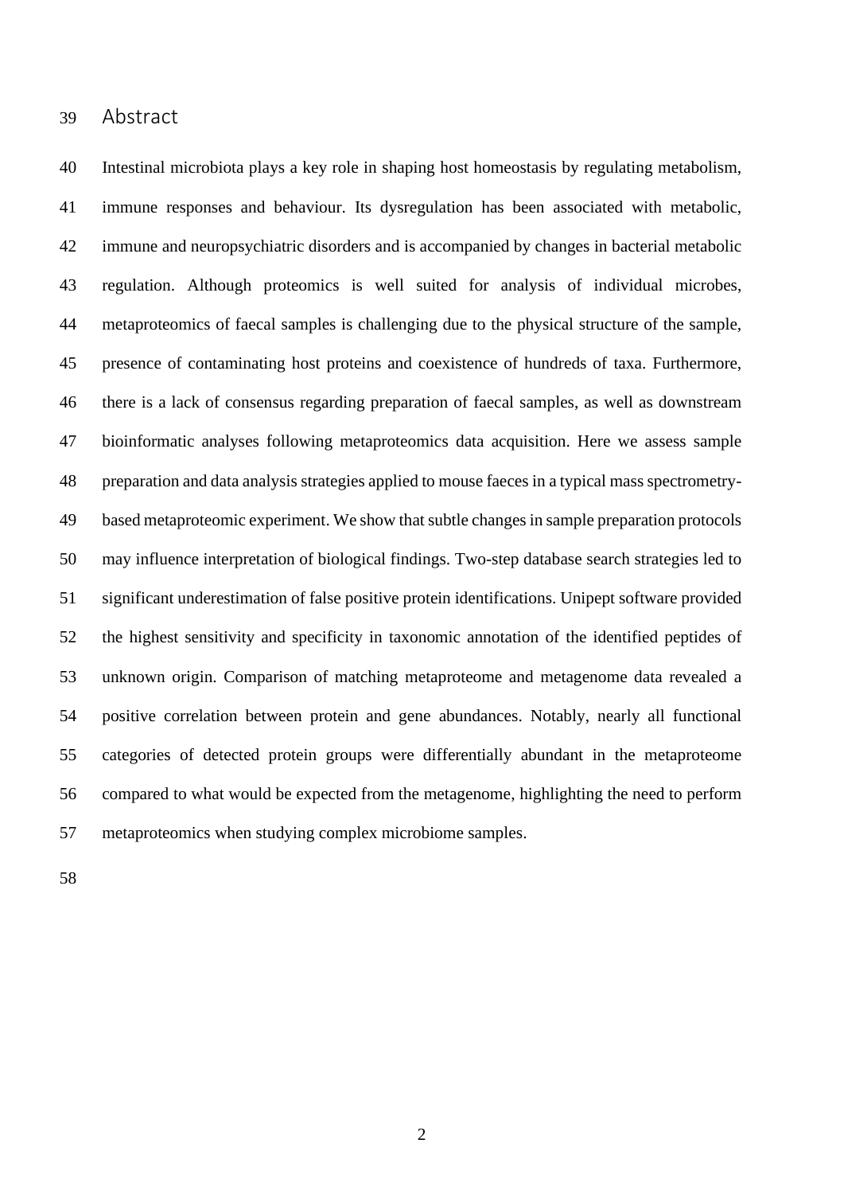## Abstract

Intestinal microbiota plays a key role in shaping host homeostasis by regulating metabolism, immune responses and behaviour. Its dysregulation has been associated with metabolic, immune and neuropsychiatric disorders and is accompanied by changes in bacterial metabolic regulation. Although proteomics is well suited for analysis of individual microbes, metaproteomics of faecal samples is challenging due to the physical structure of the sample, presence of contaminating host proteins and coexistence of hundreds of taxa. Furthermore, there is a lack of consensus regarding preparation of faecal samples, as well as downstream bioinformatic analyses following metaproteomics data acquisition. Here we assess sample preparation and data analysis strategies applied to mouse faeces in a typical mass spectrometry-based metaproteomic experiment. We show that subtle changes in sample preparation protocols may influence interpretation of biological findings. Two-step database search strategies led to significant underestimation of false positive protein identifications. Unipept software provided the highest sensitivity and specificity in taxonomic annotation of the identified peptides of unknown origin. Comparison of matching metaproteome and metagenome data revealed a positive correlation between protein and gene abundances. Notably, nearly all functional categories of detected protein groups were differentially abundant in the metaproteome compared to what would be expected from the metagenome, highlighting the need to perform metaproteomics when studying complex microbiome samples.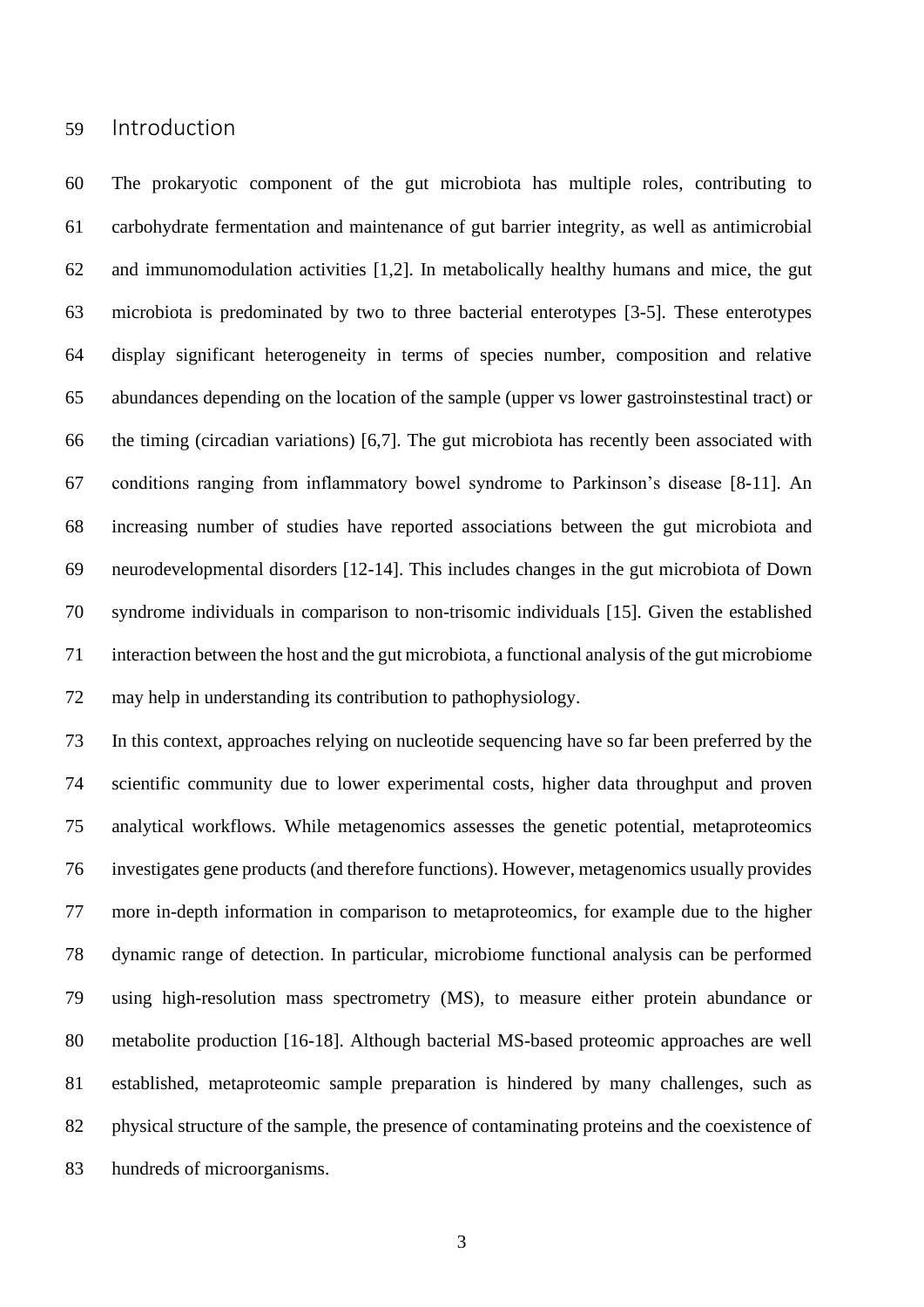## Introduction

The prokaryotic component of the gut microbiota has multiple roles, contributing to carbohydrate fermentation and maintenance of gut barrier integrity, as well as antimicrobial and immunomodulation activities [1,2]. In metabolically healthy humans and mice, the gut microbiota is predominated by two to three bacterial enterotypes [3-5]. These enterotypes display significant heterogeneity in terms of species number, composition and relative abundances depending on the location of the sample (upper vs lower gastroinstestinal tract) or the timing (circadian variations) [6,7]. The gut microbiota has recently been associated with conditions ranging from inflammatory bowel syndrome to Parkinson's disease [8-11]. An increasing number of studies have reported associations between the gut microbiota and neurodevelopmental disorders [12-14]. This includes changes in the gut microbiota of Down syndrome individuals in comparison to non-trisomic individuals [15]. Given the established interaction between the host and the gut microbiota, a functional analysis of the gut microbiome may help in understanding its contribution to pathophysiology.

In this context, approaches relying on nucleotide sequencing have so far been preferred by the scientific community due to lower experimental costs, higher data throughput and proven analytical workflows. While metagenomics assesses the genetic potential, metaproteomics investigates gene products (and therefore functions). However, metagenomics usually provides more in-depth information in comparison to metaproteomics, for example due to the higher dynamic range of detection. In particular, microbiome functional analysis can be performed using high-resolution mass spectrometry (MS), to measure either protein abundance or metabolite production [16-18]. Although bacterial MS-based proteomic approaches are well established, metaproteomic sample preparation is hindered by many challenges, such as physical structure of the sample, the presence of contaminating proteins and the coexistence of hundreds of microorganisms.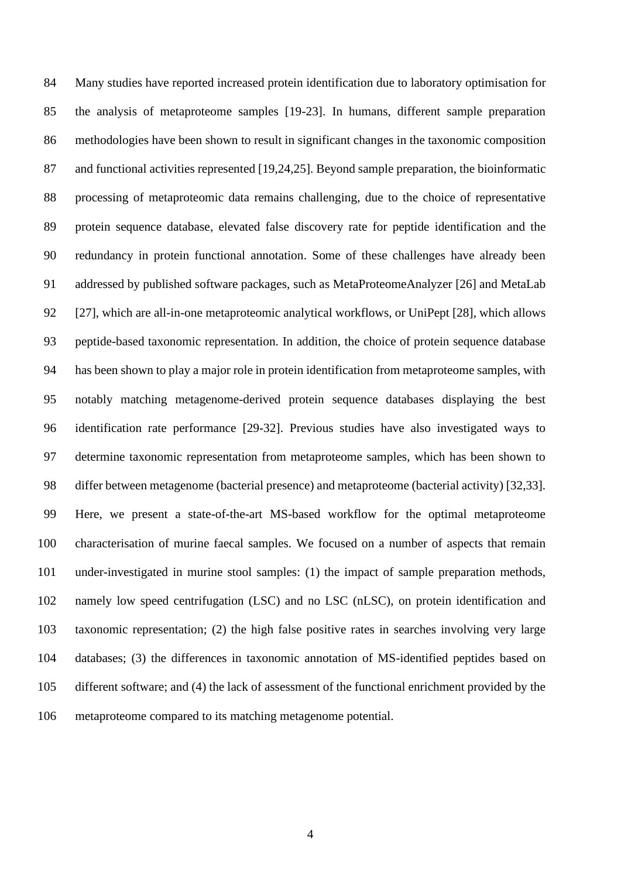Many studies have reported increased protein identification due to laboratory optimisation for the analysis of metaproteome samples [19-23]. In humans, different sample preparation methodologies have been shown to result in significant changes in the taxonomic composition and functional activities represented [19,24,25]. Beyond sample preparation, the bioinformatic processing of metaproteomic data remains challenging, due to the choice of representative protein sequence database, elevated false discovery rate for peptide identification and the redundancy in protein functional annotation. Some of these challenges have already been addressed by published software packages, such as MetaProteomeAnalyzer [26] and MetaLab [27], which are all-in-one metaproteomic analytical workflows, or UniPept [28], which allows peptide-based taxonomic representation. In addition, the choice of protein sequence database has been shown to play a major role in protein identification from metaproteome samples, with notably matching metagenome-derived protein sequence databases displaying the best identification rate performance [29-32]. Previous studies have also investigated ways to determine taxonomic representation from metaproteome samples, which has been shown to differ between metagenome (bacterial presence) and metaproteome (bacterial activity) [32,33]. Here, we present a state-of-the-art MS-based workflow for the optimal metaproteome characterisation of murine faecal samples. We focused on a number of aspects that remain under-investigated in murine stool samples: (1) the impact of sample preparation methods, namely low speed centrifugation (LSC) and no LSC (nLSC), on protein identification and taxonomic representation; (2) the high false positive rates in searches involving very large databases; (3) the differences in taxonomic annotation of MS-identified peptides based on different software; and (4) the lack of assessment of the functional enrichment provided by the metaproteome compared to its matching metagenome potential.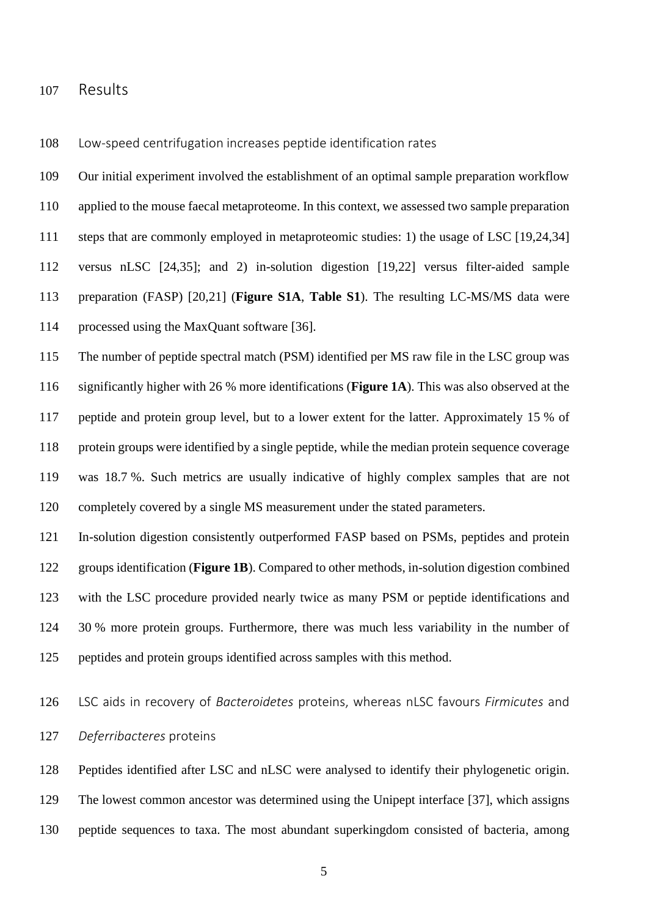## Results

### Low-speed centrifugation increases peptide identification rates

Our initial experiment involved the establishment of an optimal sample preparation workflow applied to the mouse faecal metaproteome. In this context, we assessed two sample preparation steps that are commonly employed in metaproteomic studies: 1) the usage of LSC [19,24,34] versus nLSC [24,35]; and 2) in-solution digestion [19,22] versus filter-aided sample preparation (FASP) [20,21] (**Figure S1A**, **Table S1**). The resulting LC-MS/MS data were processed using the MaxQuant software [36].

The number of peptide spectral match (PSM) identified per MS raw file in the LSC group was significantly higher with 26 % more identifications (**Figure 1A**). This was also observed at the peptide and protein group level, but to a lower extent for the latter. Approximately 15 % of protein groups were identified by a single peptide, while the median protein sequence coverage was 18.7 %. Such metrics are usually indicative of highly complex samples that are not completely covered by a single MS measurement under the stated parameters.

In-solution digestion consistently outperformed FASP based on PSMs, peptides and protein groups identification (**Figure 1B**). Compared to other methods, in-solution digestion combined with the LSC procedure provided nearly twice as many PSM or peptide identifications and 30 % more protein groups. Furthermore, there was much less variability in the number of peptides and protein groups identified across samples with this method.

### LSC aids in recovery of *Bacteroidetes* proteins, whereas nLSC favours *Firmicutes* and *Deferribacteres* proteins

Peptides identified after LSC and nLSC were analysed to identify their phylogenetic origin. The lowest common ancestor was determined using the Unipept interface [37], which assigns peptide sequences to taxa. The most abundant superkingdom consisted of bacteria, among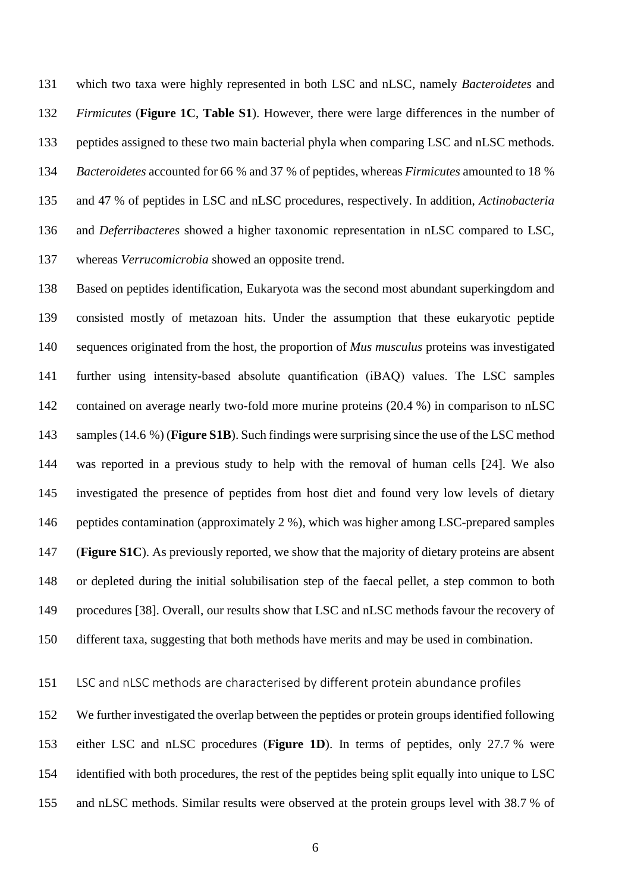which two taxa were highly represented in both LSC and nLSC, namely *Bacteroidetes* and *Firmicutes* (**Figure 1C**, **Table S1**). However, there were large differences in the number of peptides assigned to these two main bacterial phyla when comparing LSC and nLSC methods. *Bacteroidetes* accounted for 66 % and 37 % of peptides, whereas *Firmicutes* amounted to 18 % and 47 % of peptides in LSC and nLSC procedures, respectively. In addition, *Actinobacteria* and *Deferribacteres* showed a higher taxonomic representation in nLSC compared to LSC, whereas *Verrucomicrobia* showed an opposite trend.

Based on peptides identification, Eukaryota was the second most abundant superkingdom and consisted mostly of metazoan hits. Under the assumption that these eukaryotic peptide sequences originated from the host, the proportion of *Mus musculus* proteins was investigated further using intensity-based absolute quantification (iBAQ) values. The LSC samples contained on average nearly two-fold more murine proteins (20.4 %) in comparison to nLSC samples (14.6 %) (**Figure S1B**). Such findings were surprising since the use of the LSC method was reported in a previous study to help with the removal of human cells [24]. We also investigated the presence of peptides from host diet and found very low levels of dietary peptides contamination (approximately 2 %), which was higher among LSC-prepared samples (**Figure S1C**). As previously reported, we show that the majority of dietary proteins are absent or depleted during the initial solubilisation step of the faecal pellet, a step common to both procedures [38]. Overall, our results show that LSC and nLSC methods favour the recovery of different taxa, suggesting that both methods have merits and may be used in combination.

### LSC and nLSC methods are characterised by different protein abundance profiles

We further investigated the overlap between the peptides or protein groups identified following either LSC and nLSC procedures (**Figure 1D**). In terms of peptides, only 27.7 % were identified with both procedures, the rest of the peptides being split equally into unique to LSC and nLSC methods. Similar results were observed at the protein groups level with 38.7 % of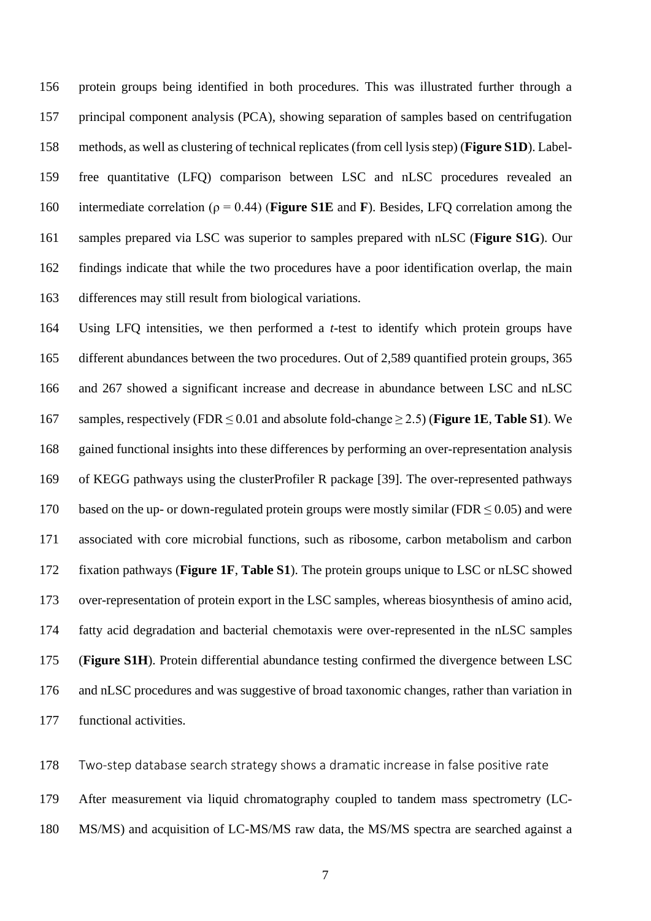protein groups being identified in both procedures. This was illustrated further through a principal component analysis (PCA), showing separation of samples based on centrifugation methods, as well as clustering of technical replicates (from cell lysis step) (**Figure S1D**). Label-free quantitative (LFQ) comparison between LSC and nLSC procedures revealed an intermediate correlation ($\rho = 0.44$) (**Figure S1E** and **F**). Besides, LFQ correlation among the samples prepared via LSC was superior to samples prepared with nLSC (**Figure S1G**). Our findings indicate that while the two procedures have a poor identification overlap, the main differences may still result from biological variations.

Using LFQ intensities, we then performed a *t*-test to identify which protein groups have different abundances between the two procedures. Out of 2,589 quantified protein groups, 365 and 267 showed a significant increase and decrease in abundance between LSC and nLSC samples, respectively ($FDR \leq 0.01$ and absolute fold-change $\geq 2.5$) (**Figure 1E**, **Table S1**). We gained functional insights into these differences by performing an over-representation analysis of KEGG pathways using the clusterProfiler R package [39]. The over-represented pathways based on the up- or down-regulated protein groups were mostly similar ($FDR \leq 0.05$) and were associated with core microbial functions, such as ribosome, carbon metabolism and carbon fixation pathways (**Figure 1F**, **Table S1**). The protein groups unique to LSC or nLSC showed over-representation of protein export in the LSC samples, whereas biosynthesis of amino acid, fatty acid degradation and bacterial chemotaxis were over-represented in the nLSC samples (**Figure S1H**). Protein differential abundance testing confirmed the divergence between LSC and nLSC procedures and was suggestive of broad taxonomic changes, rather than variation in functional activities.

## Two-step database search strategy shows a dramatic increase in false positive rate

After measurement via liquid chromatography coupled to tandem mass spectrometry (LC-MS/MS) and acquisition of LC-MS/MS raw data, the MS/MS spectra are searched against a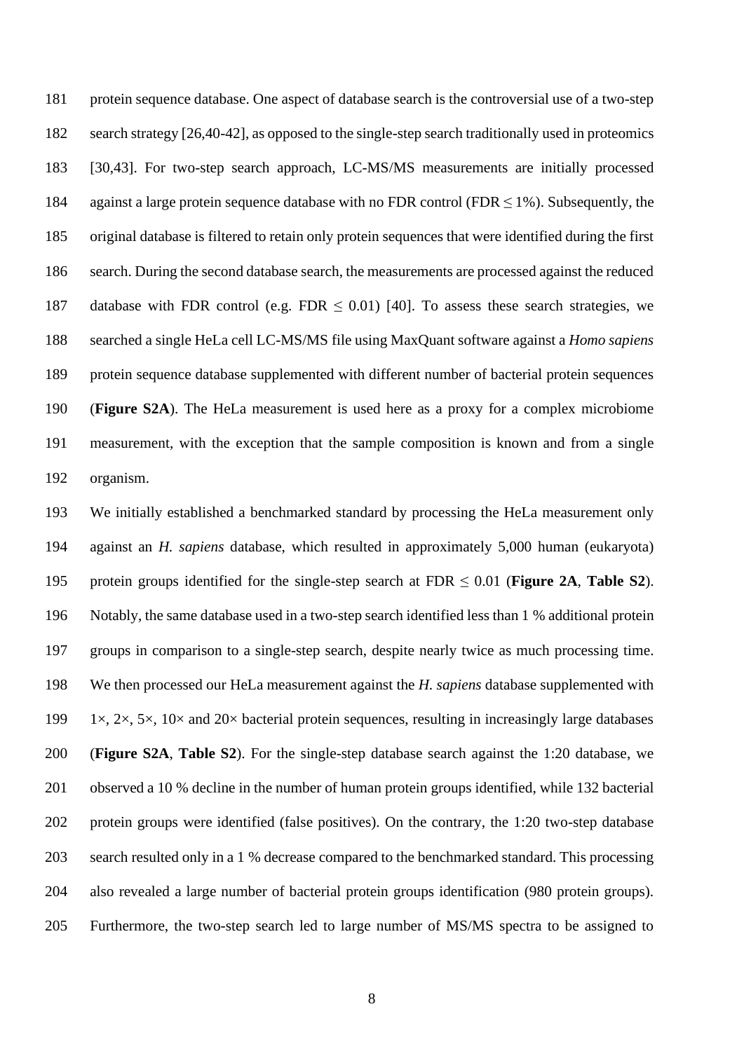protein sequence database. One aspect of database search is the controversial use of a two-step search strategy [26,40-42], as opposed to the single-step search traditionally used in proteomics [30,43]. For two-step search approach, LC-MS/MS measurements are initially processed against a large protein sequence database with no FDR control (FDR $\leq$ 1%). Subsequently, the original database is filtered to retain only protein sequences that were identified during the first search. During the second database search, the measurements are processed against the reduced database with FDR control (e.g. FDR $\leq$ 0.01) [40]. To assess these search strategies, we searched a single HeLa cell LC-MS/MS file using MaxQuant software against a *Homo sapiens* protein sequence database supplemented with different number of bacterial protein sequences (**Figure S2A**). The HeLa measurement is used here as a proxy for a complex microbiome measurement, with the exception that the sample composition is known and from a single organism.

We initially established a benchmarked standard by processing the HeLa measurement only against an *H. sapiens* database, which resulted in approximately 5,000 human (eukaryota) protein groups identified for the single-step search at FDR $\leq$ 0.01 (**Figure 2A**, **Table S2**). Notably, the same database used in a two-step search identified less than 1 % additional protein groups in comparison to a single-step search, despite nearly twice as much processing time. We then processed our HeLa measurement against the *H. sapiens* database supplemented with 1×, 2×, 5×, 10× and 20× bacterial protein sequences, resulting in increasingly large databases (**Figure S2A**, **Table S2**). For the single-step database search against the 1:20 database, we observed a 10 % decline in the number of human protein groups identified, while 132 bacterial protein groups were identified (false positives). On the contrary, the 1:20 two-step database search resulted only in a 1 % decrease compared to the benchmarked standard. This processing also revealed a large number of bacterial protein groups identification (980 protein groups). Furthermore, the two-step search led to large number of MS/MS spectra to be assigned to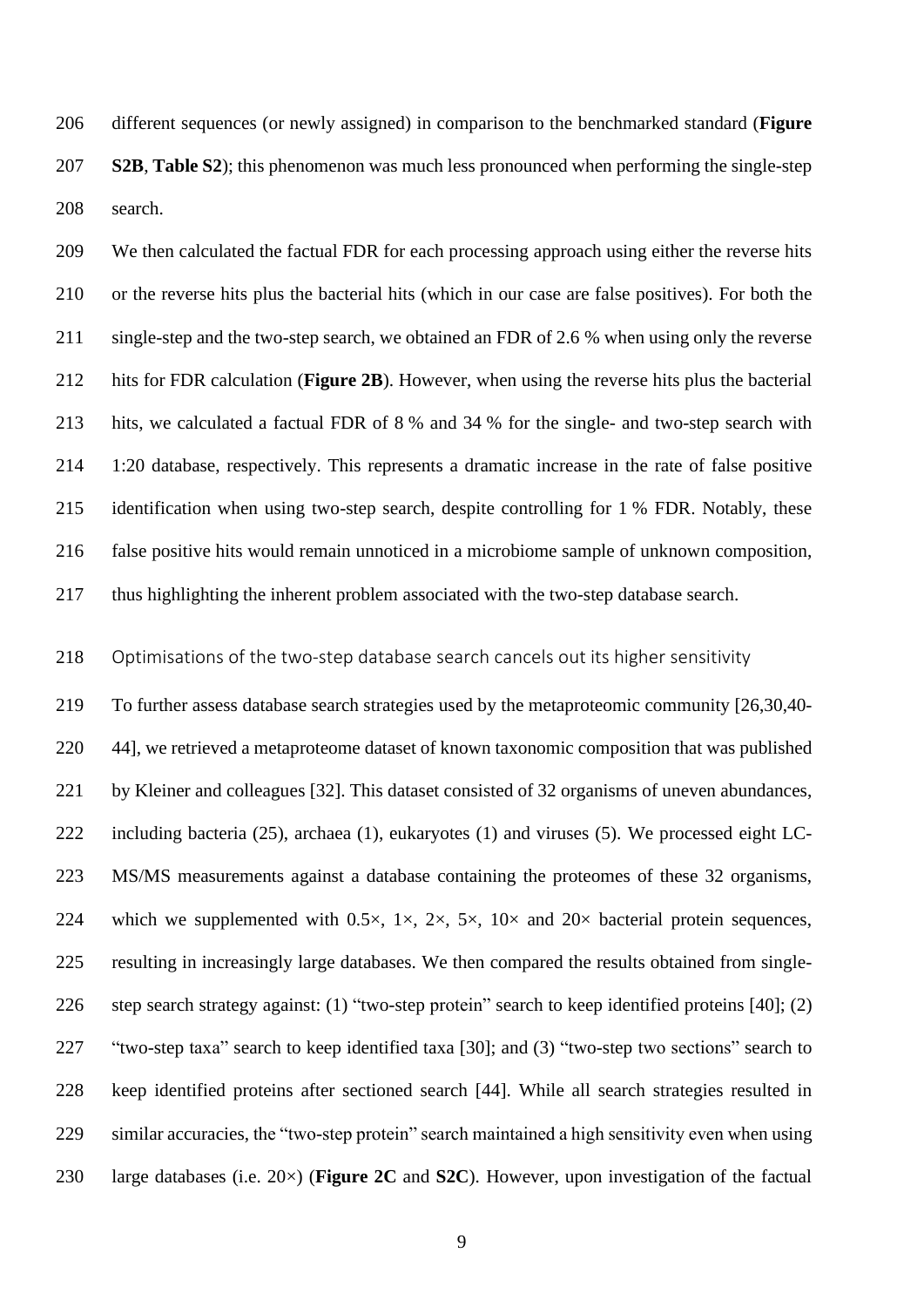different sequences (or newly assigned) in comparison to the benchmarked standard (**Figure S2B**, **Table S2**); this phenomenon was much less pronounced when performing the single-step search.

We then calculated the factual FDR for each processing approach using either the reverse hits or the reverse hits plus the bacterial hits (which in our case are false positives). For both the single-step and the two-step search, we obtained an FDR of 2.6 % when using only the reverse hits for FDR calculation (**Figure 2B**). However, when using the reverse hits plus the bacterial hits, we calculated a factual FDR of 8 % and 34 % for the single- and two-step search with 1:20 database, respectively. This represents a dramatic increase in the rate of false positive identification when using two-step search, despite controlling for 1 % FDR. Notably, these false positive hits would remain unnoticed in a microbiome sample of unknown composition, thus highlighting the inherent problem associated with the two-step database search.

## Optimisations of the two-step database search cancels out its higher sensitivity

To further assess database search strategies used by the metaproteomic community [26,30,40-44], we retrieved a metaproteome dataset of known taxonomic composition that was published by Kleiner and colleagues [32]. This dataset consisted of 32 organisms of uneven abundances, including bacteria (25), archaea (1), eukaryotes (1) and viruses (5). We processed eight LC-MS/MS measurements against a database containing the proteomes of these 32 organisms, which we supplemented with 0.5×, 1×, 2×, 5×, 10× and 20× bacterial protein sequences, resulting in increasingly large databases. We then compared the results obtained from single-step search strategy against: (1) "two-step protein" search to keep identified proteins [40]; (2) "two-step taxa" search to keep identified taxa [30]; and (3) "two-step two sections" search to keep identified proteins after sectioned search [44]. While all search strategies resulted in similar accuracies, the "two-step protein" search maintained a high sensitivity even when using large databases (i.e. 20×) (**Figure 2C** and **S2C**). However, upon investigation of the factual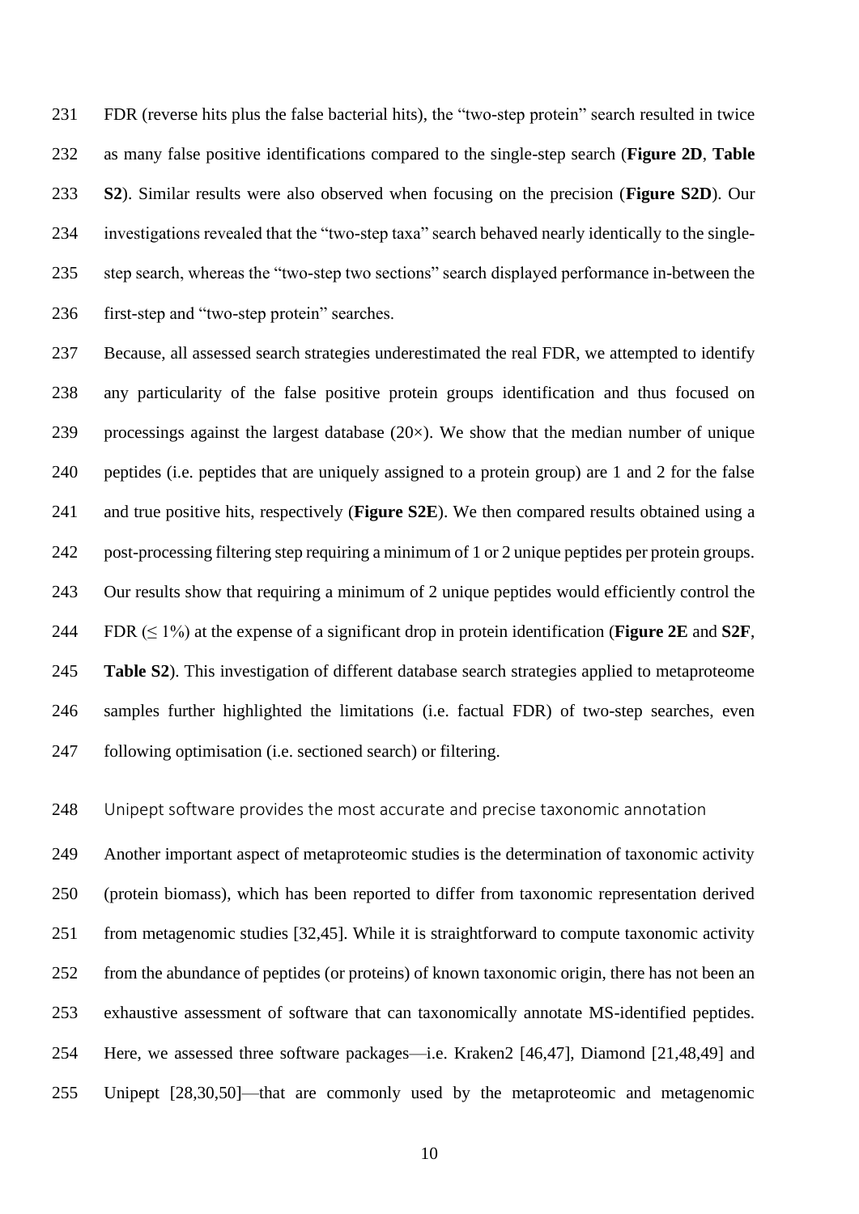FDR (reverse hits plus the false bacterial hits), the "two-step protein" search resulted in twice as many false positive identifications compared to the single-step search (**Figure 2D**, **Table S2**). Similar results were also observed when focusing on the precision (**Figure S2D**). Our investigations revealed that the "two-step taxa" search behaved nearly identically to the single-step search, whereas the "two-step two sections" search displayed performance in-between the first-step and "two-step protein" searches.

Because, all assessed search strategies underestimated the real FDR, we attempted to identify any particularity of the false positive protein groups identification and thus focused on processings against the largest database (20×). We show that the median number of unique peptides (i.e. peptides that are uniquely assigned to a protein group) are 1 and 2 for the false and true positive hits, respectively (**Figure S2E**). We then compared results obtained using a post-processing filtering step requiring a minimum of 1 or 2 unique peptides per protein groups. Our results show that requiring a minimum of 2 unique peptides would efficiently control the FDR ($\leq$ 1%) at the expense of a significant drop in protein identification (**Figure 2E** and **S2F**, **Table S2**). This investigation of different database search strategies applied to metaproteome samples further highlighted the limitations (i.e. factual FDR) of two-step searches, even following optimisation (i.e. sectioned search) or filtering.

### Unipept software provides the most accurate and precise taxonomic annotation

Another important aspect of metaproteomic studies is the determination of taxonomic activity (protein biomass), which has been reported to differ from taxonomic representation derived from metagenomic studies [32,45]. While it is straightforward to compute taxonomic activity from the abundance of peptides (or proteins) of known taxonomic origin, there has not been an exhaustive assessment of software that can taxonomically annotate MS-identified peptides. Here, we assessed three software packages—i.e. Kraken2 [46,47], Diamond [21,48,49] and Unipept [28,30,50]—that are commonly used by the metaproteomic and metagenomic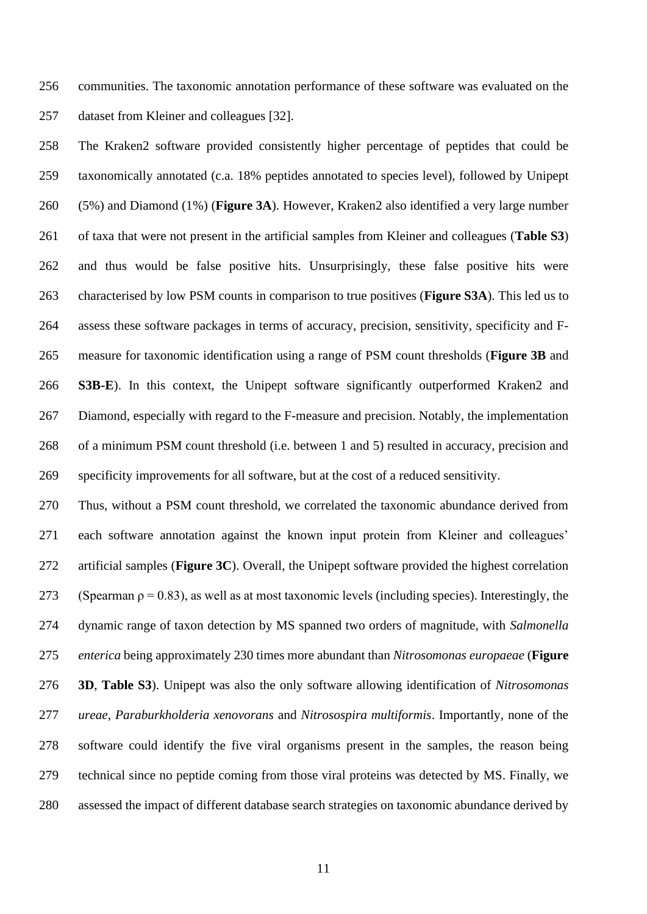communities. The taxonomic annotation performance of these software was evaluated on the dataset from Kleiner and colleagues [32].

The Kraken2 software provided consistently higher percentage of peptides that could be taxonomically annotated (c.a. 18% peptides annotated to species level), followed by Unipept (5%) and Diamond (1%) (**Figure 3A**). However, Kraken2 also identified a very large number of taxa that were not present in the artificial samples from Kleiner and colleagues (**Table S3**) and thus would be false positive hits. Unsurprisingly, these false positive hits were characterised by low PSM counts in comparison to true positives (**Figure S3A**). This led us to assess these software packages in terms of accuracy, precision, sensitivity, specificity and F-measure for taxonomic identification using a range of PSM count thresholds (**Figure 3B** and **S3B-E**). In this context, the Unipept software significantly outperformed Kraken2 and Diamond, especially with regard to the F-measure and precision. Notably, the implementation of a minimum PSM count threshold (i.e. between 1 and 5) resulted in accuracy, precision and specificity improvements for all software, but at the cost of a reduced sensitivity.

Thus, without a PSM count threshold, we correlated the taxonomic abundance derived from each software annotation against the known input protein from Kleiner and colleagues' artificial samples (**Figure 3C**). Overall, the Unipept software provided the highest correlation (Spearman $\rho = 0.83$), as well as at most taxonomic levels (including species). Interestingly, the dynamic range of taxon detection by MS spanned two orders of magnitude, with *Salmonella enterica* being approximately 230 times more abundant than *Nitrosomonas europaeae* (**Figure 3D**, **Table S3**). Unipept was also the only software allowing identification of *Nitrosomonas ureae*, *Paraburkholderia xenovorans* and *Nitrosospira multiformis*. Importantly, none of the software could identify the five viral organisms present in the samples, the reason being technical since no peptide coming from those viral proteins was detected by MS. Finally, we assessed the impact of different database search strategies on taxonomic abundance derived by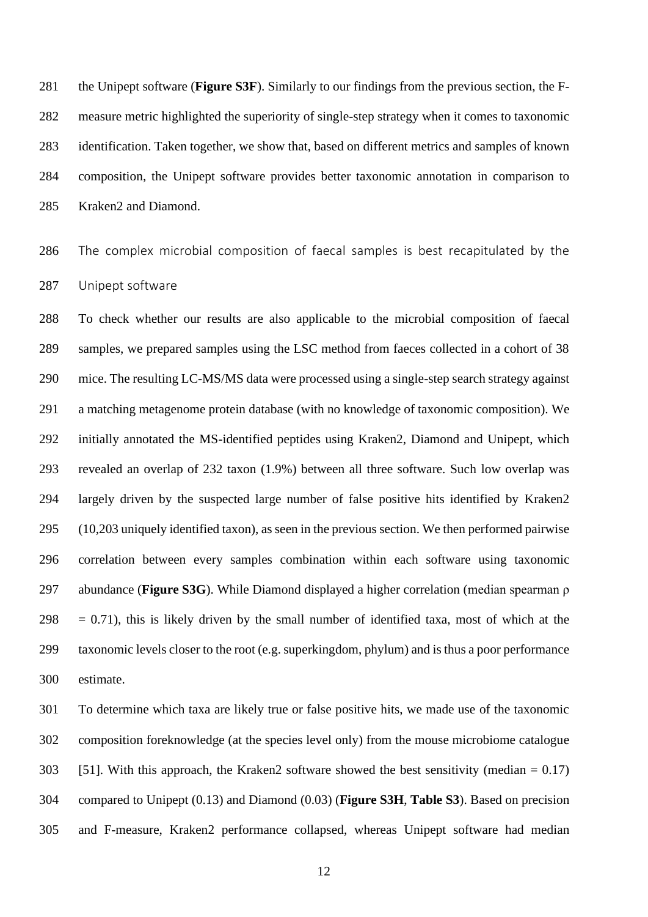the Unipept software (**Figure S3F**). Similarly to our findings from the previous section, the F-measure metric highlighted the superiority of single-step strategy when it comes to taxonomic identification. Taken together, we show that, based on different metrics and samples of known composition, the Unipept software provides better taxonomic annotation in comparison to Kraken2 and Diamond.

### The complex microbial composition of faecal samples is best recapitulated by the Unipept software

To check whether our results are also applicable to the microbial composition of faecal samples, we prepared samples using the LSC method from faeces collected in a cohort of 38 mice. The resulting LC-MS/MS data were processed using a single-step search strategy against a matching metagenome protein database (with no knowledge of taxonomic composition). We initially annotated the MS-identified peptides using Kraken2, Diamond and Unipept, which revealed an overlap of 232 taxon (1.9%) between all three software. Such low overlap was largely driven by the suspected large number of false positive hits identified by Kraken2 (10,203 uniquely identified taxon), as seen in the previous section. We then performed pairwise correlation between every samples combination within each software using taxonomic abundance (**Figure S3G**). While Diamond displayed a higher correlation (median spearman $\rho = 0.71$), this is likely driven by the small number of identified taxa, most of which at the taxonomic levels closer to the root (e.g. superkingdom, phylum) and is thus a poor performance estimate.

To determine which taxa are likely true or false positive hits, we made use of the taxonomic composition foreknowledge (at the species level only) from the mouse microbiome catalogue [51]. With this approach, the Kraken2 software showed the best sensitivity (median = 0.17) compared to Unipept (0.13) and Diamond (0.03) (**Figure S3H**, **Table S3**). Based on precision and F-measure, Kraken2 performance collapsed, whereas Unipept software had median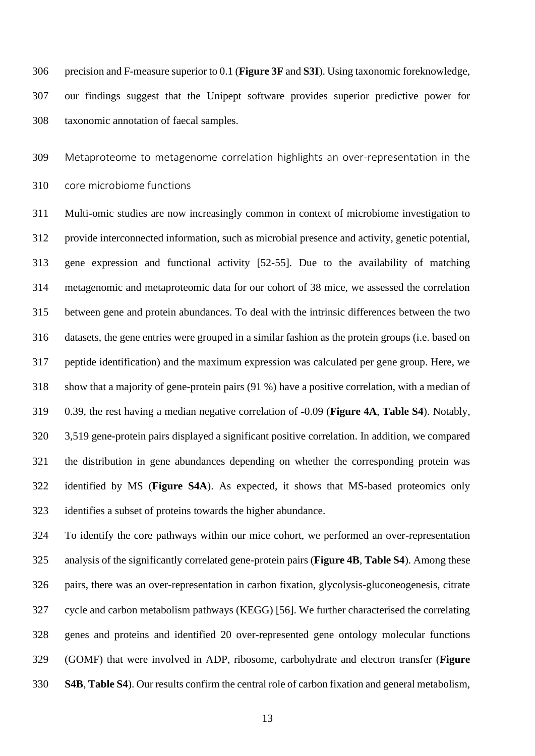precision and F-measure superior to 0.1 (**Figure 3F** and **S3I**). Using taxonomic foreknowledge, our findings suggest that the Unipept software provides superior predictive power for taxonomic annotation of faecal samples.

## Metaproteome to metagenome correlation highlights an over-representation in the core microbiome functions

Multi-omic studies are now increasingly common in context of microbiome investigation to provide interconnected information, such as microbial presence and activity, genetic potential, gene expression and functional activity [52-55]. Due to the availability of matching metagenomic and metaproteomic data for our cohort of 38 mice, we assessed the correlation between gene and protein abundances. To deal with the intrinsic differences between the two datasets, the gene entries were grouped in a similar fashion as the protein groups (i.e. based on peptide identification) and the maximum expression was calculated per gene group. Here, we show that a majority of gene-protein pairs (91 %) have a positive correlation, with a median of 0.39, the rest having a median negative correlation of -0.09 (**Figure 4A**, **Table S4**). Notably, 3,519 gene-protein pairs displayed a significant positive correlation. In addition, we compared the distribution in gene abundances depending on whether the corresponding protein was identified by MS (**Figure S4A**). As expected, it shows that MS-based proteomics only identifies a subset of proteins towards the higher abundance.

To identify the core pathways within our mice cohort, we performed an over-representation analysis of the significantly correlated gene-protein pairs (**Figure 4B**, **Table S4**). Among these pairs, there was an over-representation in carbon fixation, glycolysis-gluconeogenesis, citrate cycle and carbon metabolism pathways (KEGG) [56]. We further characterised the correlating genes and proteins and identified 20 over-represented gene ontology molecular functions (GOMF) that were involved in ADP, ribosome, carbohydrate and electron transfer (**Figure S4B**, **Table S4**). Our results confirm the central role of carbon fixation and general metabolism,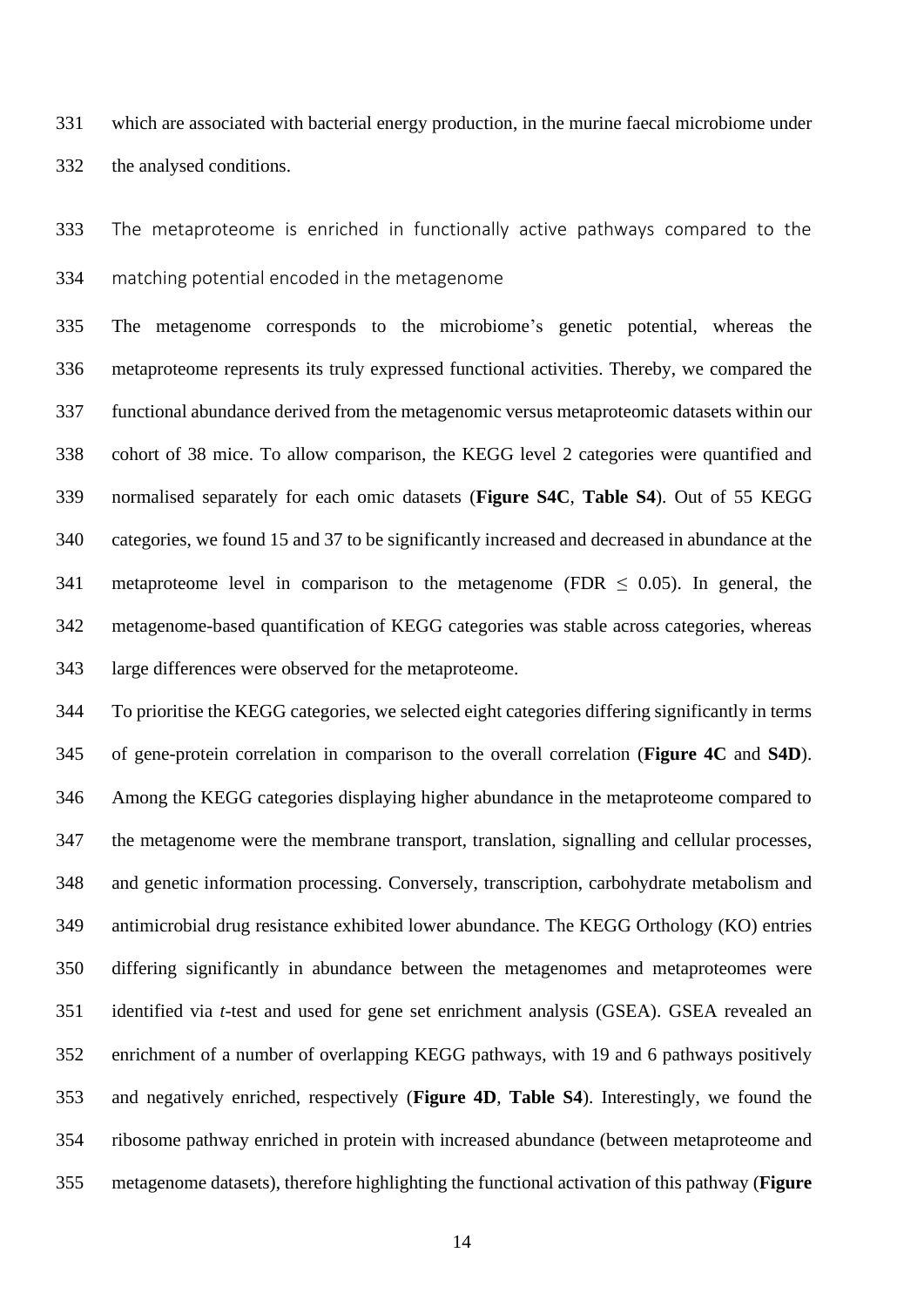which are associated with bacterial energy production, in the murine faecal microbiome under the analysed conditions.

### The metaproteome is enriched in functionally active pathways compared to the matching potential encoded in the metagenome

The metagenome corresponds to the microbiome's genetic potential, whereas the metaproteome represents its truly expressed functional activities. Thereby, we compared the functional abundance derived from the metagenomic versus metaproteomic datasets within our cohort of 38 mice. To allow comparison, the KEGG level 2 categories were quantified and normalised separately for each omic datasets (**Figure S4C**, **Table S4**). Out of 55 KEGG categories, we found 15 and 37 to be significantly increased and decreased in abundance at the metaproteome level in comparison to the metagenome (FDR $\leq$ 0.05). In general, the metagenome-based quantification of KEGG categories was stable across categories, whereas large differences were observed for the metaproteome.

To prioritise the KEGG categories, we selected eight categories differing significantly in terms of gene-protein correlation in comparison to the overall correlation (**Figure 4C** and **S4D**). Among the KEGG categories displaying higher abundance in the metaproteome compared to the metagenome were the membrane transport, translation, signalling and cellular processes, and genetic information processing. Conversely, transcription, carbohydrate metabolism and antimicrobial drug resistance exhibited lower abundance. The KEGG Orthology (KO) entries differing significantly in abundance between the metagenomes and metaproteomes were identified via *t*-test and used for gene set enrichment analysis (GSEA). GSEA revealed an enrichment of a number of overlapping KEGG pathways, with 19 and 6 pathways positively and negatively enriched, respectively (**Figure 4D**, **Table S4**). Interestingly, we found the ribosome pathway enriched in protein with increased abundance (between metaproteome and metagenome datasets), therefore highlighting the functional activation of this pathway (**Figure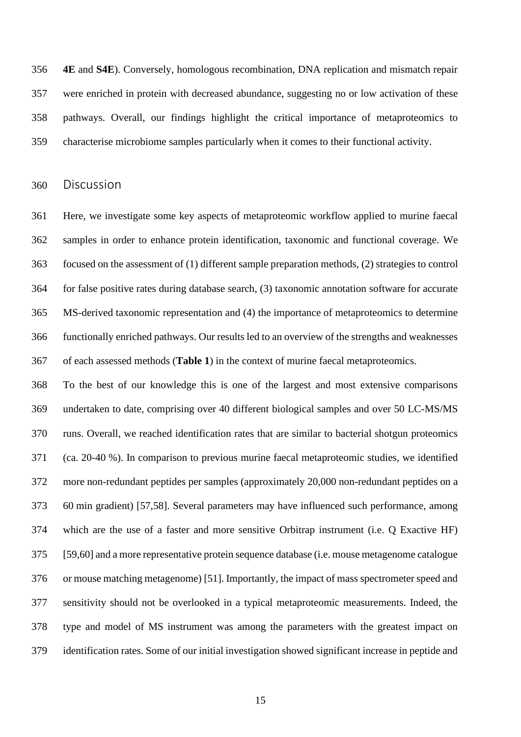**4E** and **S4E**). Conversely, homologous recombination, DNA replication and mismatch repair were enriched in protein with decreased abundance, suggesting no or low activation of these pathways. Overall, our findings highlight the critical importance of metaproteomics to characterise microbiome samples particularly when it comes to their functional activity.

## Discussion

Here, we investigate some key aspects of metaproteomic workflow applied to murine faecal samples in order to enhance protein identification, taxonomic and functional coverage. We focused on the assessment of (1) different sample preparation methods, (2) strategies to control for false positive rates during database search, (3) taxonomic annotation software for accurate MS-derived taxonomic representation and (4) the importance of metaproteomics to determine functionally enriched pathways. Our results led to an overview of the strengths and weaknesses of each assessed methods (**Table 1**) in the context of murine faecal metaproteomics.

To the best of our knowledge this is one of the largest and most extensive comparisons undertaken to date, comprising over 40 different biological samples and over 50 LC-MS/MS runs. Overall, we reached identification rates that are similar to bacterial shotgun proteomics (ca. 20-40 %). In comparison to previous murine faecal metaproteomic studies, we identified more non-redundant peptides per samples (approximately 20,000 non-redundant peptides on a 60 min gradient) [57,58]. Several parameters may have influenced such performance, among which are the use of a faster and more sensitive Orbitrap instrument (i.e. Q Exactive HF) [59,60] and a more representative protein sequence database (i.e. mouse metagenome catalogue or mouse matching metagenome) [51]. Importantly, the impact of mass spectrometer speed and sensitivity should not be overlooked in a typical metaproteomic measurements. Indeed, the type and model of MS instrument was among the parameters with the greatest impact on identification rates. Some of our initial investigation showed significant increase in peptide and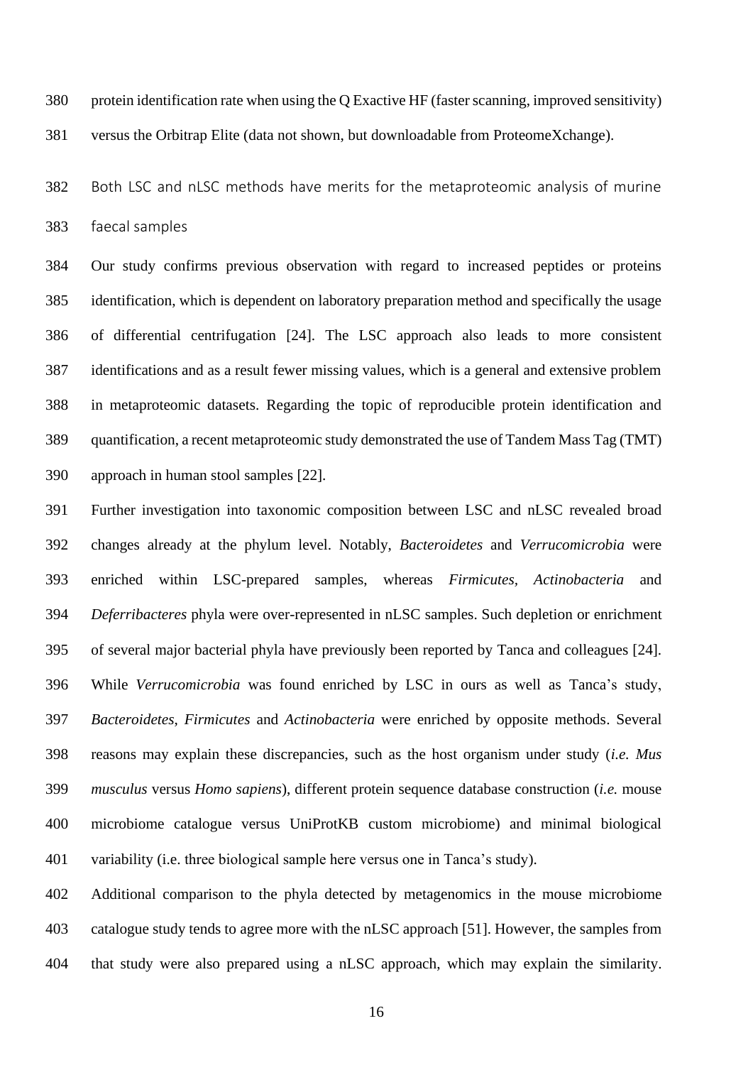protein identification rate when using the Q Exactive HF (faster scanning, improved sensitivity) versus the Orbitrap Elite (data not shown, but downloadable from ProteomeXchange).

### Both LSC and nLSC methods have merits for the metaproteomic analysis of murine faecal samples

Our study confirms previous observation with regard to increased peptides or proteins identification, which is dependent on laboratory preparation method and specifically the usage of differential centrifugation [24]. The LSC approach also leads to more consistent identifications and as a result fewer missing values, which is a general and extensive problem in metaproteomic datasets. Regarding the topic of reproducible protein identification and quantification, a recent metaproteomic study demonstrated the use of Tandem Mass Tag (TMT) approach in human stool samples [22].

Further investigation into taxonomic composition between LSC and nLSC revealed broad changes already at the phylum level. Notably, *Bacteroidetes* and *Verrucomicrobia* were enriched within LSC-prepared samples, whereas *Firmicutes, Actinobacteria* and *Deferribacteres* phyla were over-represented in nLSC samples. Such depletion or enrichment of several major bacterial phyla have previously been reported by Tanca and colleagues [24]. While *Verrucomicrobia* was found enriched by LSC in ours as well as Tanca's study, *Bacteroidetes*, *Firmicutes* and *Actinobacteria* were enriched by opposite methods. Several reasons may explain these discrepancies, such as the host organism under study (*i.e. Mus musculus* versus *Homo sapiens*), different protein sequence database construction (*i.e.* mouse microbiome catalogue versus UniProtKB custom microbiome) and minimal biological variability (i.e. three biological sample here versus one in Tanca's study).

Additional comparison to the phyla detected by metagenomics in the mouse microbiome catalogue study tends to agree more with the nLSC approach [51]. However, the samples from that study were also prepared using a nLSC approach, which may explain the similarity.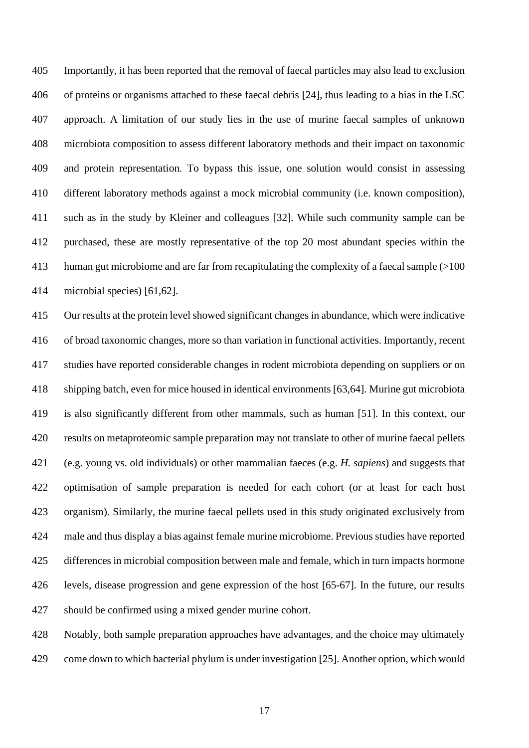Importantly, it has been reported that the removal of faecal particles may also lead to exclusion of proteins or organisms attached to these faecal debris [24], thus leading to a bias in the LSC approach. A limitation of our study lies in the use of murine faecal samples of unknown microbiota composition to assess different laboratory methods and their impact on taxonomic and protein representation. To bypass this issue, one solution would consist in assessing different laboratory methods against a mock microbial community (i.e. known composition), such as in the study by Kleiner and colleagues [32]. While such community sample can be purchased, these are mostly representative of the top 20 most abundant species within the human gut microbiome and are far from recapitulating the complexity of a faecal sample (>100 microbial species) [61,62].

Our results at the protein level showed significant changes in abundance, which were indicative of broad taxonomic changes, more so than variation in functional activities. Importantly, recent studies have reported considerable changes in rodent microbiota depending on suppliers or on shipping batch, even for mice housed in identical environments [63,64]. Murine gut microbiota is also significantly different from other mammals, such as human [51]. In this context, our results on metaproteomic sample preparation may not translate to other of murine faecal pellets (e.g. young vs. old individuals) or other mammalian faeces (e.g. *H. sapiens*) and suggests that optimisation of sample preparation is needed for each cohort (or at least for each host organism). Similarly, the murine faecal pellets used in this study originated exclusively from male and thus display a bias against female murine microbiome. Previous studies have reported differences in microbial composition between male and female, which in turn impacts hormone levels, disease progression and gene expression of the host [65-67]. In the future, our results should be confirmed using a mixed gender murine cohort.

Notably, both sample preparation approaches have advantages, and the choice may ultimately come down to which bacterial phylum is under investigation [25]. Another option, which would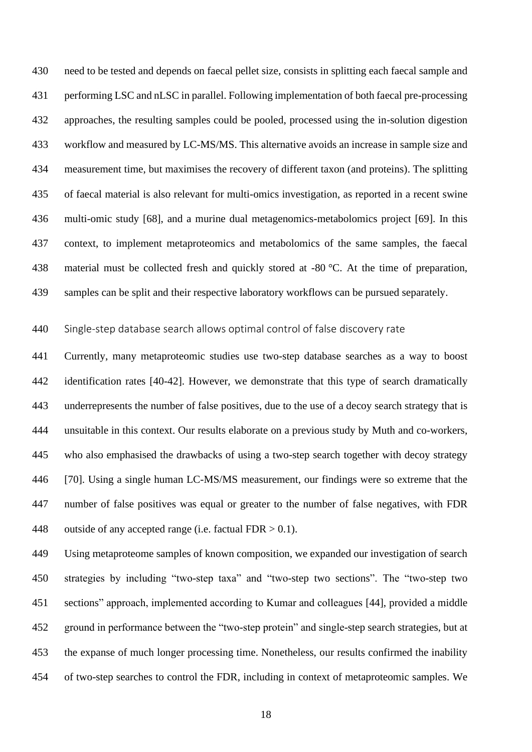need to be tested and depends on faecal pellet size, consists in splitting each faecal sample and performing LSC and nLSC in parallel. Following implementation of both faecal pre-processing approaches, the resulting samples could be pooled, processed using the in-solution digestion workflow and measured by LC-MS/MS. This alternative avoids an increase in sample size and measurement time, but maximises the recovery of different taxon (and proteins). The splitting of faecal material is also relevant for multi-omics investigation, as reported in a recent swine multi-omic study [68], and a murine dual metagenomics-metabolomics project [69]. In this context, to implement metaproteomics and metabolomics of the same samples, the faecal material must be collected fresh and quickly stored at -80 °C. At the time of preparation, samples can be split and their respective laboratory workflows can be pursued separately.

## Single-step database search allows optimal control of false discovery rate

Currently, many metaproteomic studies use two-step database searches as a way to boost identification rates [40-42]. However, we demonstrate that this type of search dramatically underrepresents the number of false positives, due to the use of a decoy search strategy that is unsuitable in this context. Our results elaborate on a previous study by Muth and co-workers, who also emphasised the drawbacks of using a two-step search together with decoy strategy [70]. Using a single human LC-MS/MS measurement, our findings were so extreme that the number of false positives was equal or greater to the number of false negatives, with FDR outside of any accepted range (i.e. factual FDR > 0.1).

Using metaproteome samples of known composition, we expanded our investigation of search strategies by including "two-step taxa" and "two-step two sections". The "two-step two sections" approach, implemented according to Kumar and colleagues [44], provided a middle ground in performance between the "two-step protein" and single-step search strategies, but at the expanse of much longer processing time. Nonetheless, our results confirmed the inability of two-step searches to control the FDR, including in context of metaproteomic samples. We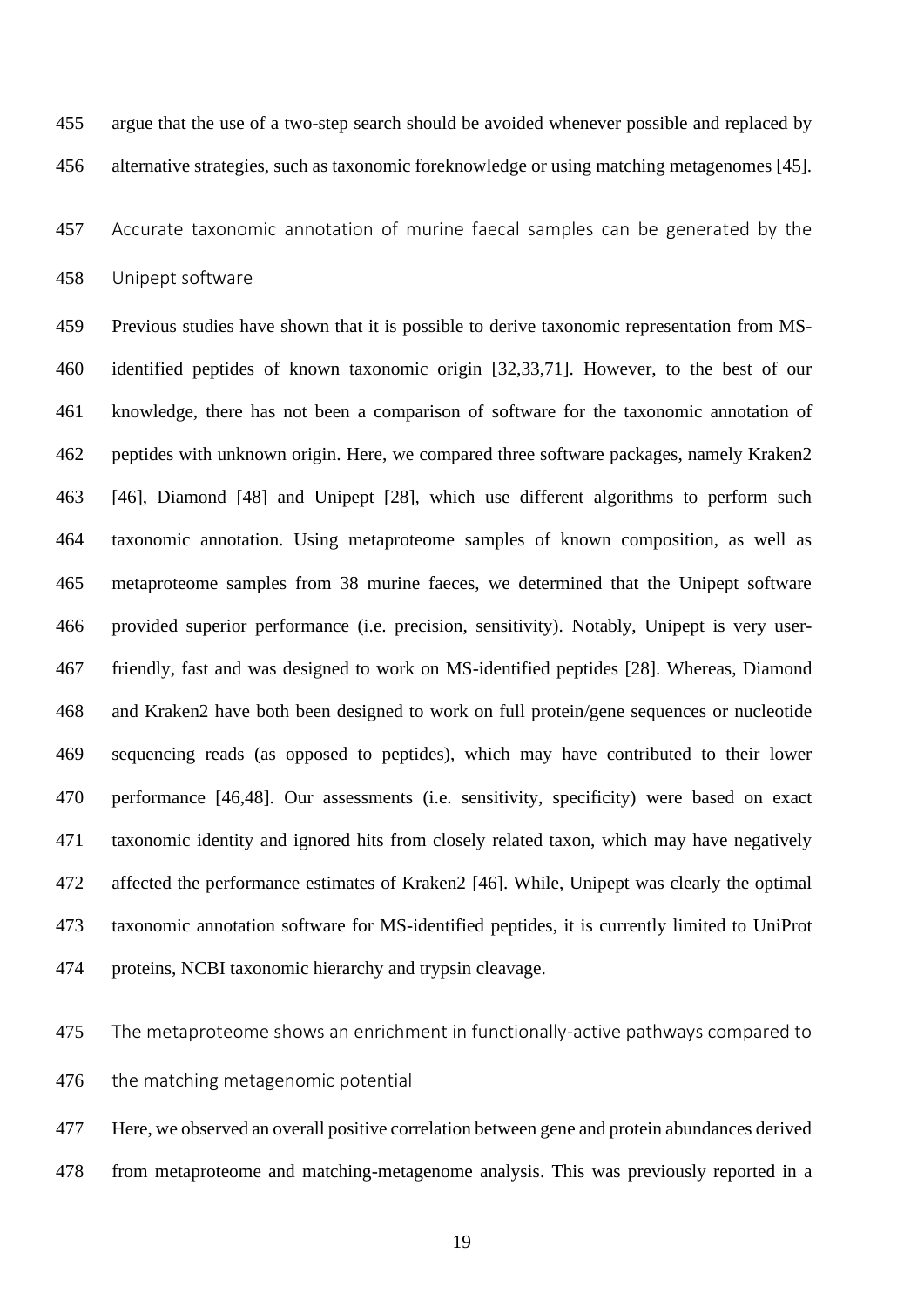argue that the use of a two-step search should be avoided whenever possible and replaced by alternative strategies, such as taxonomic foreknowledge or using matching metagenomes [45].

### Accurate taxonomic annotation of murine faecal samples can be generated by the Unipept software

Previous studies have shown that it is possible to derive taxonomic representation from MS-identified peptides of known taxonomic origin [32,33,71]. However, to the best of our knowledge, there has not been a comparison of software for the taxonomic annotation of peptides with unknown origin. Here, we compared three software packages, namely Kraken2 [46], Diamond [48] and Unipept [28], which use different algorithms to perform such taxonomic annotation. Using metaproteome samples of known composition, as well as metaproteome samples from 38 murine faeces, we determined that the Unipept software provided superior performance (i.e. precision, sensitivity). Notably, Unipept is very user-friendly, fast and was designed to work on MS-identified peptides [28]. Whereas, Diamond and Kraken2 have both been designed to work on full protein/gene sequences or nucleotide sequencing reads (as opposed to peptides), which may have contributed to their lower performance [46,48]. Our assessments (i.e. sensitivity, specificity) were based on exact taxonomic identity and ignored hits from closely related taxon, which may have negatively affected the performance estimates of Kraken2 [46]. While, Unipept was clearly the optimal taxonomic annotation software for MS-identified peptides, it is currently limited to UniProt proteins, NCBI taxonomic hierarchy and trypsin cleavage.

### The metaproteome shows an enrichment in functionally-active pathways compared to the matching metagenomic potential

Here, we observed an overall positive correlation between gene and protein abundances derived from metaproteome and matching-metagenome analysis. This was previously reported in a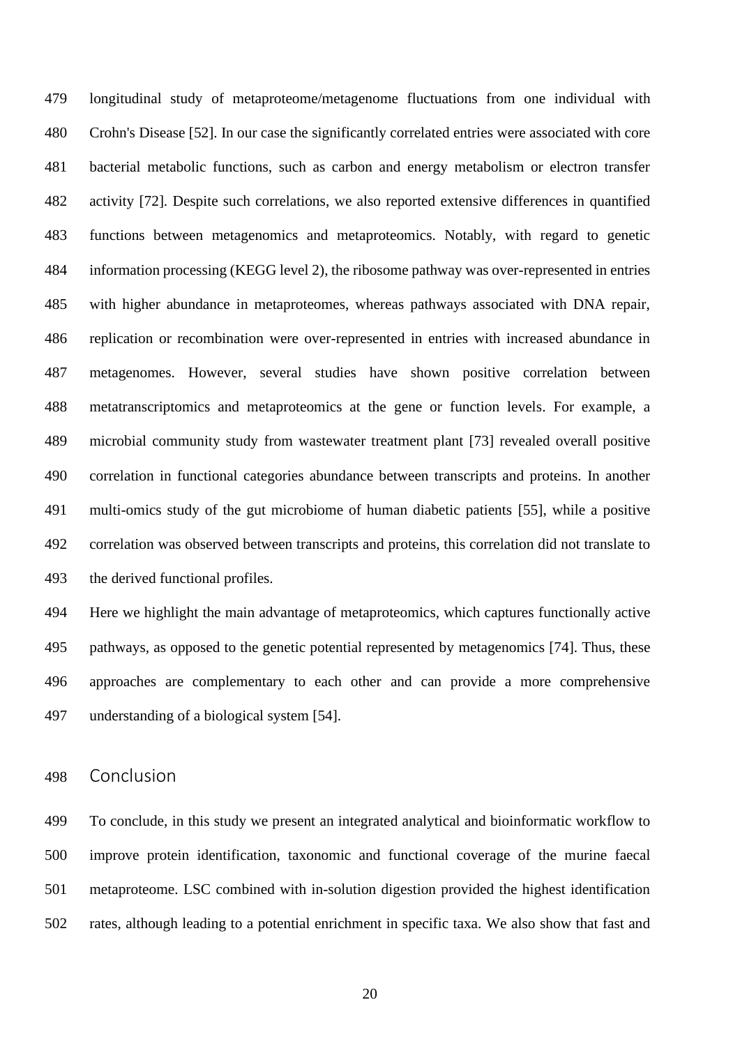longitudinal study of metaproteome/metagenome fluctuations from one individual with Crohn's Disease [52]. In our case the significantly correlated entries were associated with core bacterial metabolic functions, such as carbon and energy metabolism or electron transfer activity [72]. Despite such correlations, we also reported extensive differences in quantified functions between metagenomics and metaproteomics. Notably, with regard to genetic information processing (KEGG level 2), the ribosome pathway was over-represented in entries with higher abundance in metaproteomes, whereas pathways associated with DNA repair, replication or recombination were over-represented in entries with increased abundance in metagenomes. However, several studies have shown positive correlation between metatranscriptomics and metaproteomics at the gene or function levels. For example, a microbial community study from wastewater treatment plant [73] revealed overall positive correlation in functional categories abundance between transcripts and proteins. In another multi-omics study of the gut microbiome of human diabetic patients [55], while a positive correlation was observed between transcripts and proteins, this correlation did not translate to the derived functional profiles.

Here we highlight the main advantage of metaproteomics, which captures functionally active pathways, as opposed to the genetic potential represented by metagenomics [74]. Thus, these approaches are complementary to each other and can provide a more comprehensive understanding of a biological system [54].

## Conclusion

To conclude, in this study we present an integrated analytical and bioinformatic workflow to improve protein identification, taxonomic and functional coverage of the murine faecal metaproteome. LSC combined with in-solution digestion provided the highest identification rates, although leading to a potential enrichment in specific taxa. We also show that fast and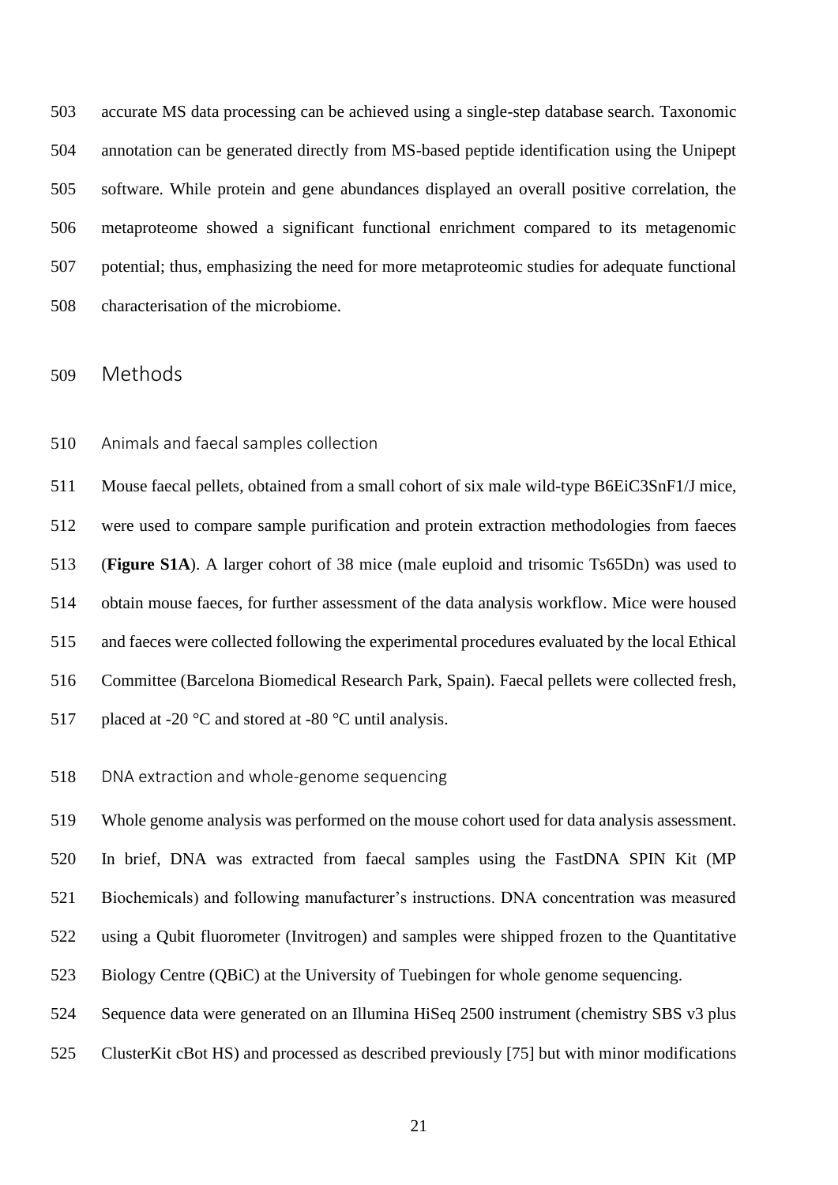accurate MS data processing can be achieved using a single-step database search. Taxonomic annotation can be generated directly from MS-based peptide identification using the Unipept software. While protein and gene abundances displayed an overall positive correlation, the metaproteome showed a significant functional enrichment compared to its metagenomic potential; thus, emphasizing the need for more metaproteomic studies for adequate functional characterisation of the microbiome.

# Methods

## Animals and faecal samples collection

Mouse faecal pellets, obtained from a small cohort of six male wild-type B6EiC3SnF1/J mice, were used to compare sample purification and protein extraction methodologies from faeces (**Figure S1A**). A larger cohort of 38 mice (male euploid and trisomic Ts65Dn) was used to obtain mouse faeces, for further assessment of the data analysis workflow. Mice were housed and faeces were collected following the experimental procedures evaluated by the local Ethical Committee (Barcelona Biomedical Research Park, Spain). Faecal pellets were collected fresh, placed at -20 °C and stored at -80 °C until analysis.

## DNA extraction and whole-genome sequencing

Whole genome analysis was performed on the mouse cohort used for data analysis assessment. In brief, DNA was extracted from faecal samples using the FastDNA SPIN Kit (MP Biochemicals) and following manufacturer's instructions. DNA concentration was measured using a Qubit fluorometer (Invitrogen) and samples were shipped frozen to the Quantitative Biology Centre (QBiC) at the University of Tuebingen for whole genome sequencing.

Sequence data were generated on an Illumina HiSeq 2500 instrument (chemistry SBS v3 plus ClusterKit cBot HS) and processed as described previously [75] but with minor modifications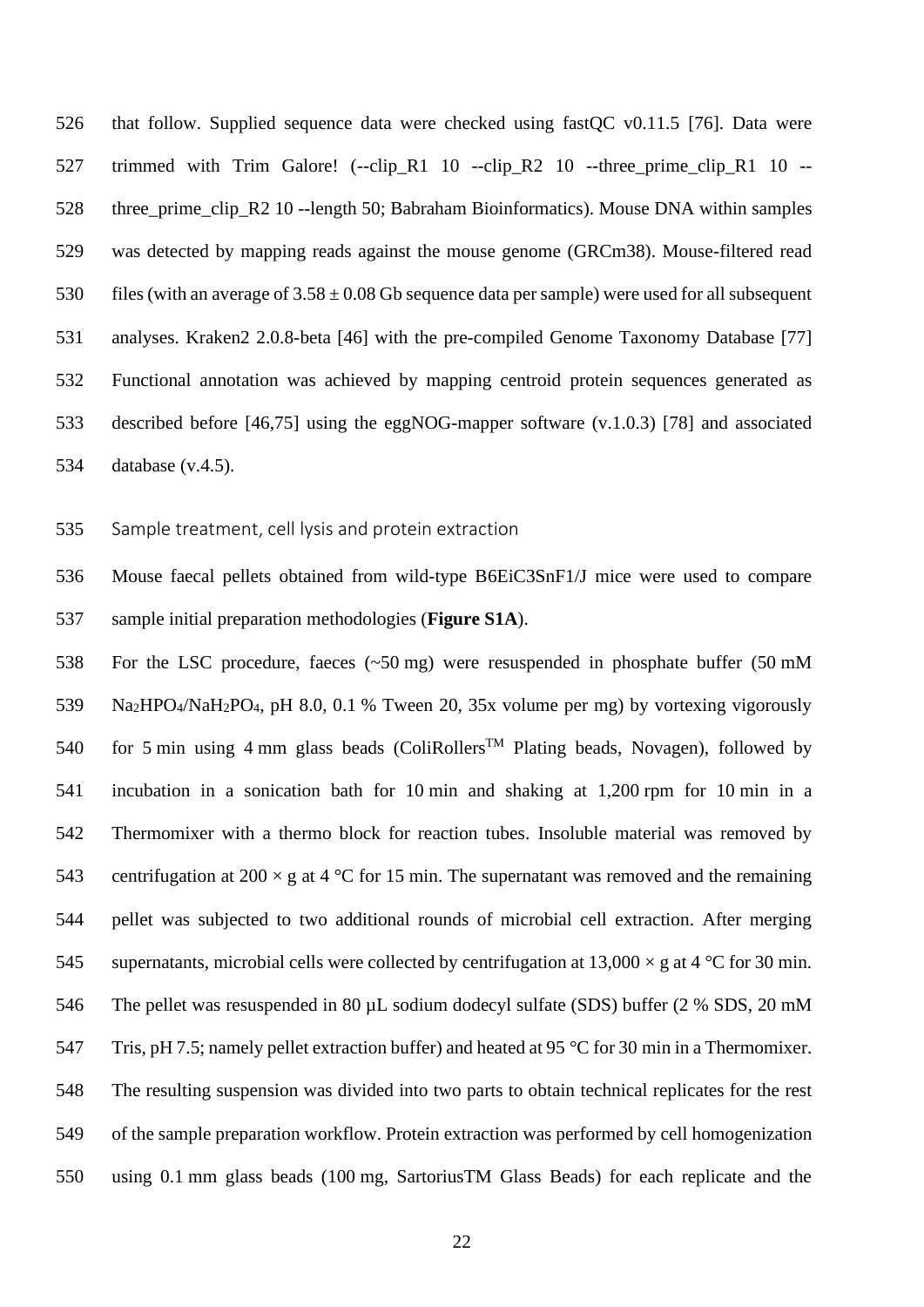that follow. Supplied sequence data were checked using fastQC v0.11.5 [76]. Data were trimmed with Trim Galore! (--clip_R1 10 --clip_R2 10 --three_prime_clip_R1 10 --three_prime_clip_R2 10 --length 50; Babraham Bioinformatics). Mouse DNA within samples was detected by mapping reads against the mouse genome (GRCm38). Mouse-filtered read files (with an average of $3.58 \pm 0.08$ Gb sequence data per sample) were used for all subsequent analyses. Kraken2 2.0.8-beta [46] with the pre-compiled Genome Taxonomy Database [77] Functional annotation was achieved by mapping centroid protein sequences generated as described before [46,75] using the eggNOG-mapper software (v.1.0.3) [78] and associated database (v.4.5).

## Sample treatment, cell lysis and protein extraction

Mouse faecal pellets obtained from wild-type B6EiC3SnF1/J mice were used to compare sample initial preparation methodologies (**Figure S1A**).

For the LSC procedure, faeces (~50 mg) were resuspended in phosphate buffer (50 mM $Na_2HPO_4$/$NaH_2PO_4$, pH 8.0, 0.1 % Tween 20, 35x volume per mg) by vortexing vigorously for 5 min using 4 mm glass beads (ColiRollers™ Plating beads, Novagen), followed by incubation in a sonication bath for 10 min and shaking at 1,200 rpm for 10 min in a Thermomixer with a thermo block for reaction tubes. Insoluble material was removed by centrifugation at 200 × g at 4 °C for 15 min. The supernatant was removed and the remaining pellet was subjected to two additional rounds of microbial cell extraction. After merging supernatants, microbial cells were collected by centrifugation at 13,000 × g at 4 °C for 30 min. The pellet was resuspended in 80 µL sodium dodecyl sulfate (SDS) buffer (2 % SDS, 20 mM Tris, pH 7.5; namely pellet extraction buffer) and heated at 95 °C for 30 min in a Thermomixer. The resulting suspension was divided into two parts to obtain technical replicates for the rest of the sample preparation workflow. Protein extraction was performed by cell homogenization using 0.1 mm glass beads (100 mg, SartoriusTM Glass Beads) for each replicate and the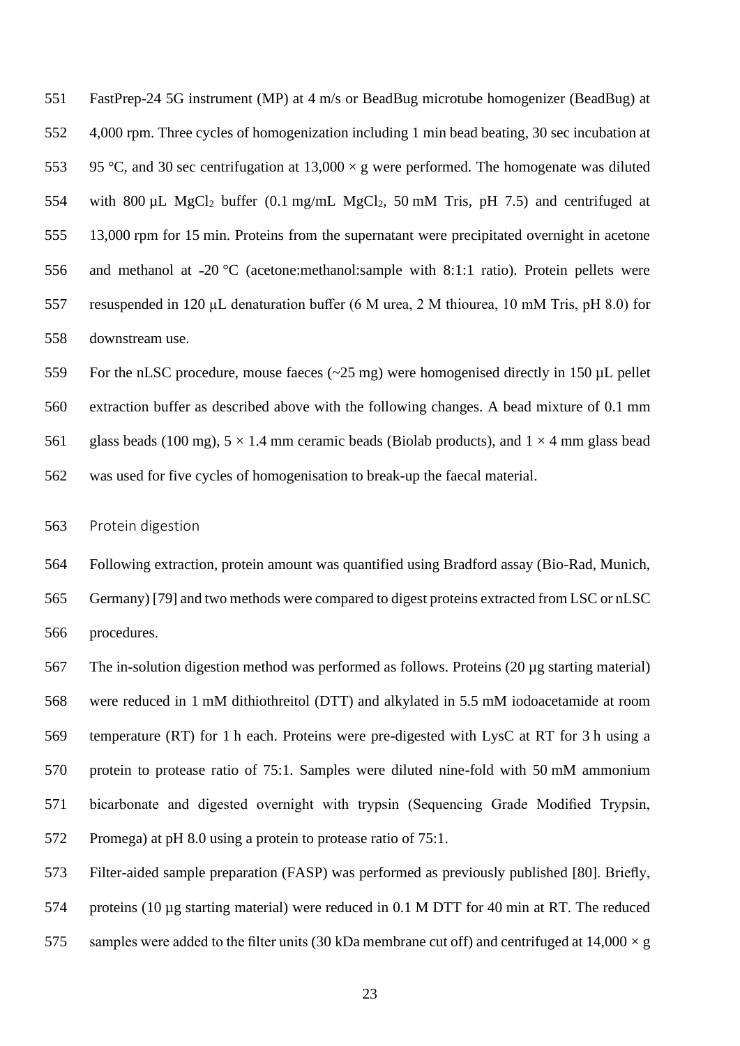FastPrep-24 5G instrument (MP) at 4 m/s or BeadBug microtube homogenizer (BeadBug) at 4,000 rpm. Three cycles of homogenization including 1 min bead beating, 30 sec incubation at 95 °C, and 30 sec centrifugation at 13,000 × g were performed. The homogenate was diluted with 800 µL $MgCl_2$ buffer (0.1 mg/mL $MgCl_2$, 50 mM Tris, pH 7.5) and centrifuged at 13,000 rpm for 15 min. Proteins from the supernatant were precipitated overnight in acetone and methanol at -20 °C (acetone:methanol:sample with 8:1:1 ratio). Protein pellets were resuspended in 120 µL denaturation buffer (6 M urea, 2 M thiourea, 10 mM Tris, pH 8.0) for downstream use.

For the nLSC procedure, mouse faeces (~25 mg) were homogenised directly in 150 µL pellet extraction buffer as described above with the following changes. A bead mixture of 0.1 mm glass beads (100 mg), 5 × 1.4 mm ceramic beads (Biolab products), and 1 × 4 mm glass bead was used for five cycles of homogenisation to break-up the faecal material.

### Protein digestion

Following extraction, protein amount was quantified using Bradford assay (Bio-Rad, Munich, Germany) [79] and two methods were compared to digest proteins extracted from LSC or nLSC procedures.

The in-solution digestion method was performed as follows. Proteins (20 µg starting material) were reduced in 1 mM dithiothreitol (DTT) and alkylated in 5.5 mM iodoacetamide at room temperature (RT) for 1 h each. Proteins were pre-digested with LysC at RT for 3 h using a protein to protease ratio of 75:1. Samples were diluted nine-fold with 50 mM ammonium bicarbonate and digested overnight with trypsin (Sequencing Grade Modified Trypsin, Promega) at pH 8.0 using a protein to protease ratio of 75:1.

Filter-aided sample preparation (FASP) was performed as previously published [80]. Briefly, proteins (10 µg starting material) were reduced in 0.1 M DTT for 40 min at RT. The reduced samples were added to the filter units (30 kDa membrane cut off) and centrifuged at 14,000 × g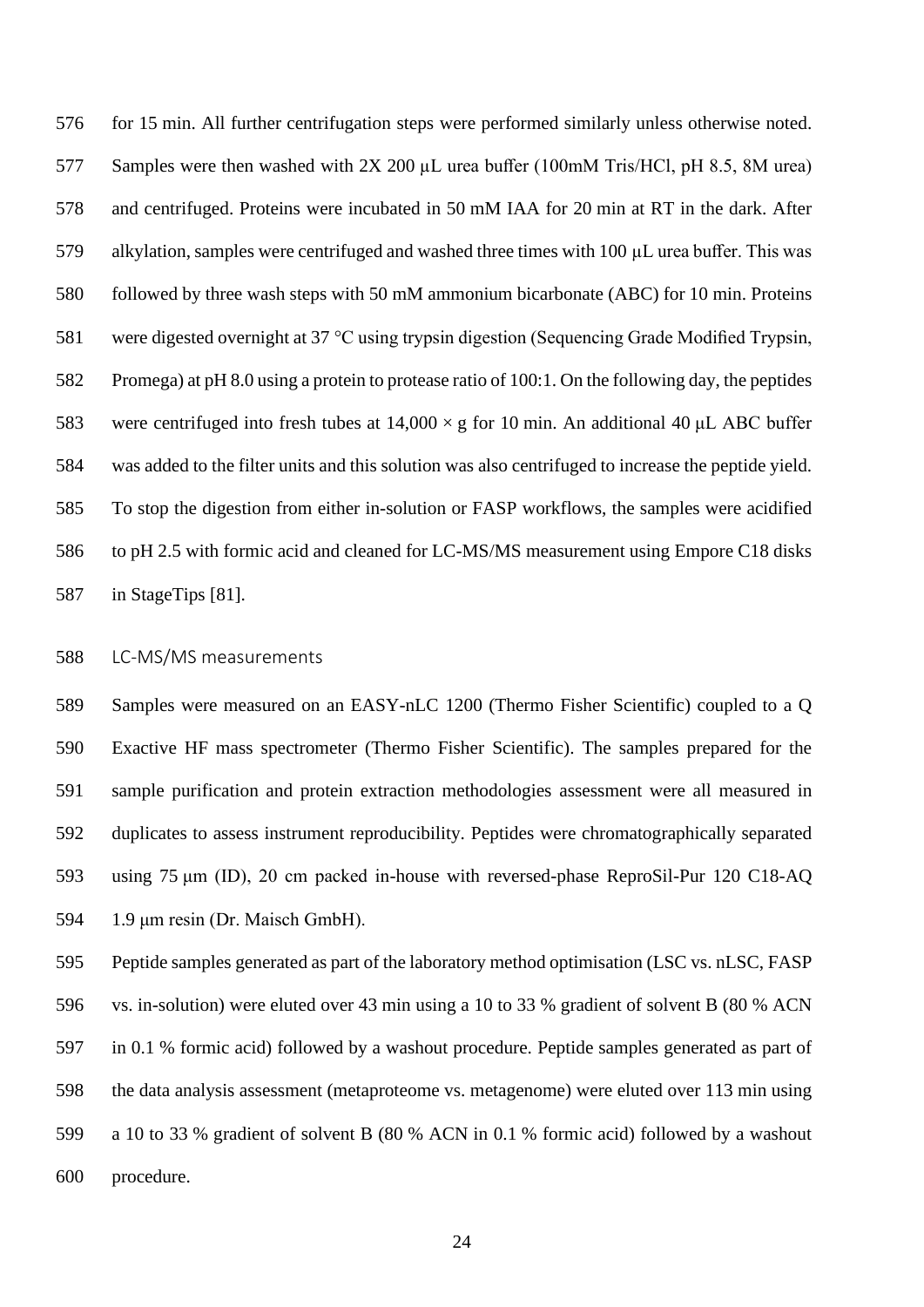for 15 min. All further centrifugation steps were performed similarly unless otherwise noted. Samples were then washed with 2X 200 µL urea buffer (100mM Tris/HCl, pH 8.5, 8M urea) and centrifuged. Proteins were incubated in 50 mM IAA for 20 min at RT in the dark. After alkylation, samples were centrifuged and washed three times with 100 µL urea buffer. This was followed by three wash steps with 50 mM ammonium bicarbonate (ABC) for 10 min. Proteins were digested overnight at 37 °C using trypsin digestion (Sequencing Grade Modified Trypsin, Promega) at pH 8.0 using a protein to protease ratio of 100:1. On the following day, the peptides were centrifuged into fresh tubes at 14,000 × g for 10 min. An additional 40 µL ABC buffer was added to the filter units and this solution was also centrifuged to increase the peptide yield. To stop the digestion from either in-solution or FASP workflows, the samples were acidified to pH 2.5 with formic acid and cleaned for LC-MS/MS measurement using Empore C18 disks in StageTips [81].

### LC-MS/MS measurements

Samples were measured on an EASY-nLC 1200 (Thermo Fisher Scientific) coupled to a Q Exactive HF mass spectrometer (Thermo Fisher Scientific). The samples prepared for the sample purification and protein extraction methodologies assessment were all measured in duplicates to assess instrument reproducibility. Peptides were chromatographically separated using 75 µm (ID), 20 cm packed in-house with reversed-phase ReproSil-Pur 120 C18-AQ 1.9 µm resin (Dr. Maisch GmbH).

Peptide samples generated as part of the laboratory method optimisation (LSC vs. nLSC, FASP vs. in-solution) were eluted over 43 min using a 10 to 33 % gradient of solvent B (80 % ACN in 0.1 % formic acid) followed by a washout procedure. Peptide samples generated as part of the data analysis assessment (metaproteome vs. metagenome) were eluted over 113 min using a 10 to 33 % gradient of solvent B (80 % ACN in 0.1 % formic acid) followed by a washout procedure.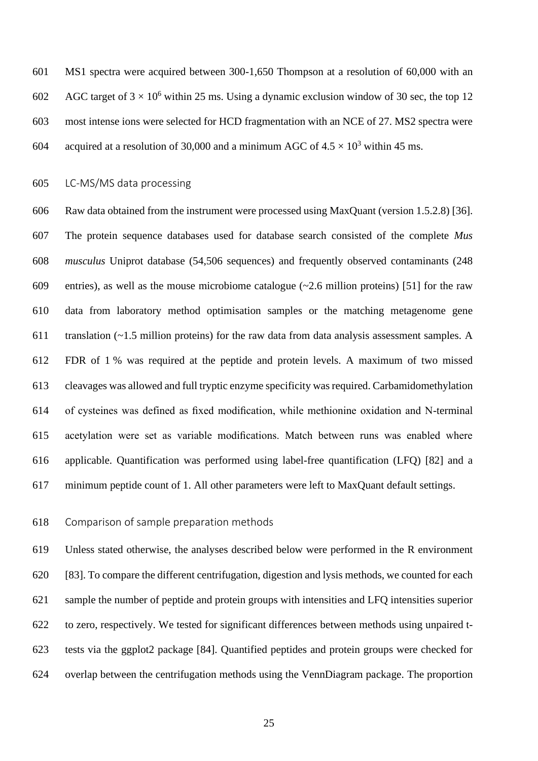MS1 spectra were acquired between 300-1,650 Thompson at a resolution of 60,000 with an AGC target of $3 \times 10^6$ within 25 ms. Using a dynamic exclusion window of 30 sec, the top 12 most intense ions were selected for HCD fragmentation with an NCE of 27. MS2 spectra were acquired at a resolution of 30,000 and a minimum AGC of $4.5 \times 10^3$ within 45 ms.

## LC-MS/MS data processing

Raw data obtained from the instrument were processed using MaxQuant (version 1.5.2.8) [36]. The protein sequence databases used for database search consisted of the complete *Mus musculus* Uniprot database (54,506 sequences) and frequently observed contaminants (248 entries), as well as the mouse microbiome catalogue (~2.6 million proteins) [51] for the raw data from laboratory method optimisation samples or the matching metagenome gene translation (~1.5 million proteins) for the raw data from data analysis assessment samples. A FDR of 1 % was required at the peptide and protein levels. A maximum of two missed cleavages was allowed and full tryptic enzyme specificity was required. Carbamidomethylation of cysteines was defined as fixed modification, while methionine oxidation and N-terminal acetylation were set as variable modifications. Match between runs was enabled where applicable. Quantification was performed using label-free quantification (LFQ) [82] and a minimum peptide count of 1. All other parameters were left to MaxQuant default settings.

## Comparison of sample preparation methods

Unless stated otherwise, the analyses described below were performed in the R environment [83]. To compare the different centrifugation, digestion and lysis methods, we counted for each sample the number of peptide and protein groups with intensities and LFQ intensities superior to zero, respectively. We tested for significant differences between methods using unpaired t-tests via the ggplot2 package [84]. Quantified peptides and protein groups were checked for overlap between the centrifugation methods using the VennDiagram package. The proportion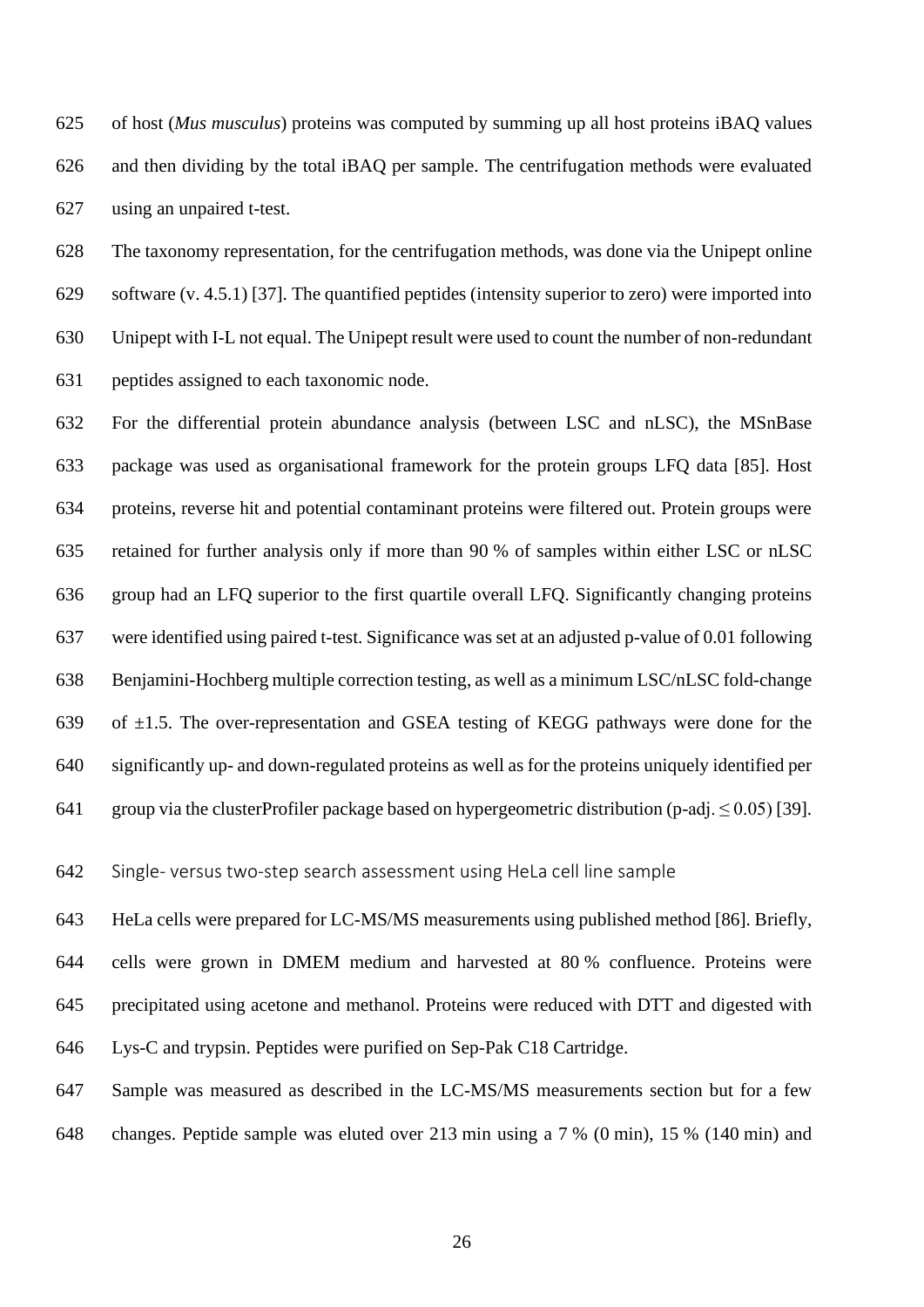of host (*Mus musculus*) proteins was computed by summing up all host proteins iBAQ values and then dividing by the total iBAQ per sample. The centrifugation methods were evaluated using an unpaired t-test.

The taxonomy representation, for the centrifugation methods, was done via the Unipept online software (v. 4.5.1) [37]. The quantified peptides (intensity superior to zero) were imported into Unipept with I-L not equal. The Unipept result were used to count the number of non-redundant peptides assigned to each taxonomic node.

For the differential protein abundance analysis (between LSC and nLSC), the MSnBase package was used as organisational framework for the protein groups LFQ data [85]. Host proteins, reverse hit and potential contaminant proteins were filtered out. Protein groups were retained for further analysis only if more than 90 % of samples within either LSC or nLSC group had an LFQ superior to the first quartile overall LFQ. Significantly changing proteins were identified using paired t-test. Significance was set at an adjusted p-value of 0.01 following Benjamini-Hochberg multiple correction testing, as well as a minimum LSC/nLSC fold-change of ±1.5. The over-representation and GSEA testing of KEGG pathways were done for the significantly up- and down-regulated proteins as well as for the proteins uniquely identified per group via the clusterProfiler package based on hypergeometric distribution (p-adj. $\leq 0.05$) [39].

### Single- versus two-step search assessment using HeLa cell line sample

HeLa cells were prepared for LC-MS/MS measurements using published method [86]. Briefly, cells were grown in DMEM medium and harvested at 80 % confluence. Proteins were precipitated using acetone and methanol. Proteins were reduced with DTT and digested with Lys-C and trypsin. Peptides were purified on Sep-Pak C18 Cartridge.

Sample was measured as described in the LC-MS/MS measurements section but for a few changes. Peptide sample was eluted over 213 min using a 7 % (0 min), 15 % (140 min) and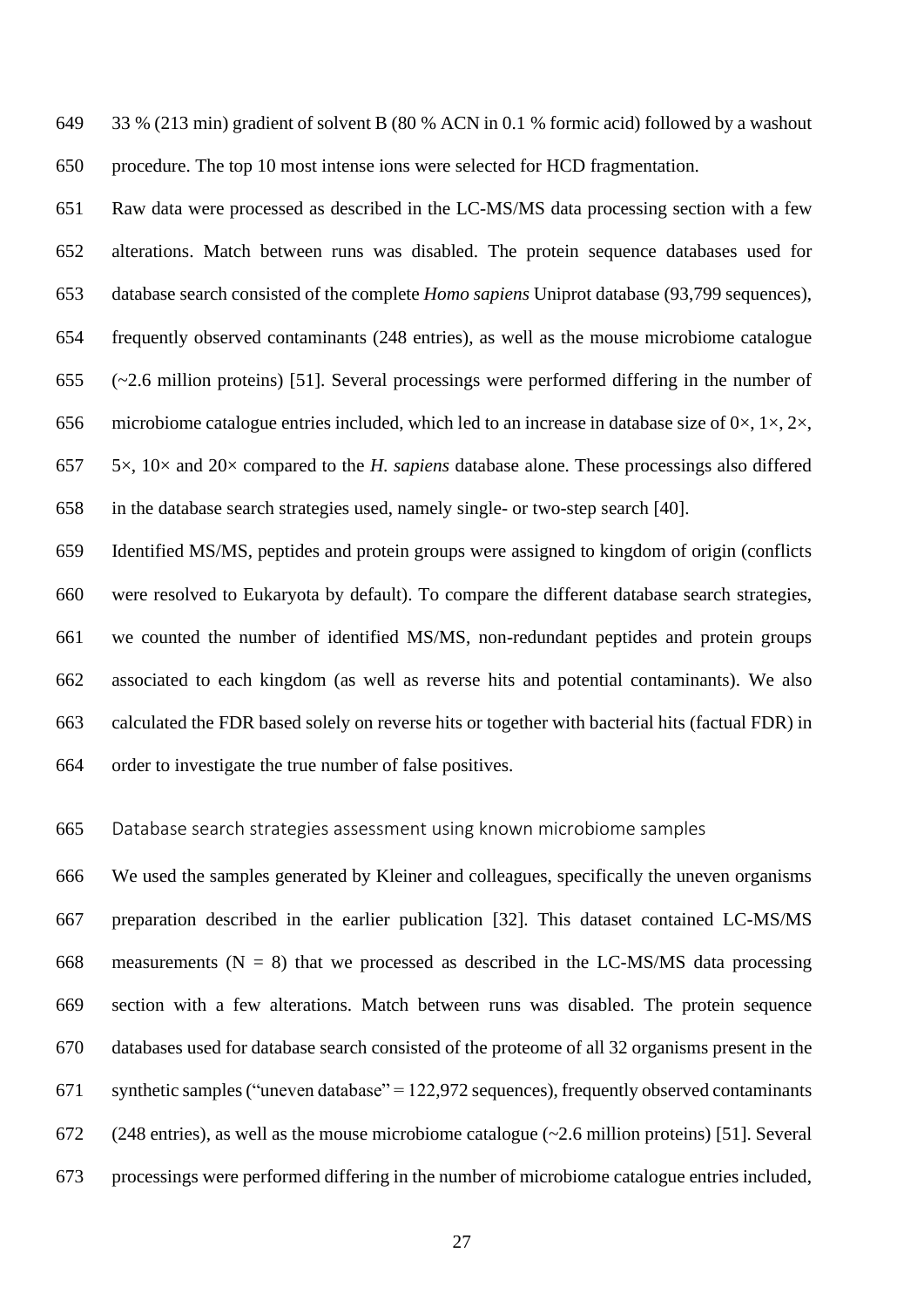33 % (213 min) gradient of solvent B (80 % ACN in 0.1 % formic acid) followed by a washout procedure. The top 10 most intense ions were selected for HCD fragmentation.

Raw data were processed as described in the LC-MS/MS data processing section with a few alterations. Match between runs was disabled. The protein sequence databases used for database search consisted of the complete *Homo sapiens* Uniprot database (93,799 sequences), frequently observed contaminants (248 entries), as well as the mouse microbiome catalogue (~2.6 million proteins) [51]. Several processings were performed differing in the number of microbiome catalogue entries included, which led to an increase in database size of 0×, 1×, 2×, 5×, 10× and 20× compared to the *H. sapiens* database alone. These processings also differed in the database search strategies used, namely single- or two-step search [40].

Identified MS/MS, peptides and protein groups were assigned to kingdom of origin (conflicts were resolved to Eukaryota by default). To compare the different database search strategies, we counted the number of identified MS/MS, non-redundant peptides and protein groups associated to each kingdom (as well as reverse hits and potential contaminants). We also calculated the FDR based solely on reverse hits or together with bacterial hits (factual FDR) in order to investigate the true number of false positives.

## Database search strategies assessment using known microbiome samples

We used the samples generated by Kleiner and colleagues, specifically the uneven organisms preparation described in the earlier publication [32]. This dataset contained LC-MS/MS measurements (N = 8) that we processed as described in the LC-MS/MS data processing section with a few alterations. Match between runs was disabled. The protein sequence databases used for database search consisted of the proteome of all 32 organisms present in the synthetic samples ("uneven database" = 122,972 sequences), frequently observed contaminants (248 entries), as well as the mouse microbiome catalogue (~2.6 million proteins) [51]. Several processings were performed differing in the number of microbiome catalogue entries included,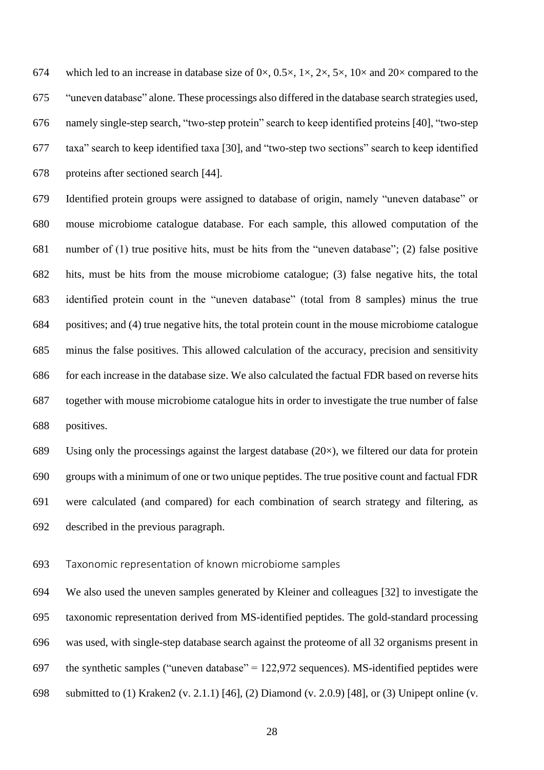which led to an increase in database size of 0×, 0.5×, 1×, 2×, 5×, 10× and 20× compared to the "uneven database" alone. These processings also differed in the database search strategies used, namely single-step search, "two-step protein" search to keep identified proteins [40], "two-step taxa" search to keep identified taxa [30], and "two-step two sections" search to keep identified proteins after sectioned search [44].

Identified protein groups were assigned to database of origin, namely "uneven database" or mouse microbiome catalogue database. For each sample, this allowed computation of the number of (1) true positive hits, must be hits from the "uneven database"; (2) false positive hits, must be hits from the mouse microbiome catalogue; (3) false negative hits, the total identified protein count in the "uneven database" (total from 8 samples) minus the true positives; and (4) true negative hits, the total protein count in the mouse microbiome catalogue minus the false positives. This allowed calculation of the accuracy, precision and sensitivity for each increase in the database size. We also calculated the factual FDR based on reverse hits together with mouse microbiome catalogue hits in order to investigate the true number of false positives.

Using only the processings against the largest database (20×), we filtered our data for protein groups with a minimum of one or two unique peptides. The true positive count and factual FDR were calculated (and compared) for each combination of search strategy and filtering, as described in the previous paragraph.

### Taxonomic representation of known microbiome samples

We also used the uneven samples generated by Kleiner and colleagues [32] to investigate the taxonomic representation derived from MS-identified peptides. The gold-standard processing was used, with single-step database search against the proteome of all 32 organisms present in the synthetic samples ("uneven database" = 122,972 sequences). MS-identified peptides were submitted to (1) Kraken2 (v. 2.1.1) [46], (2) Diamond (v. 2.0.9) [48], or (3) Unipept online (v.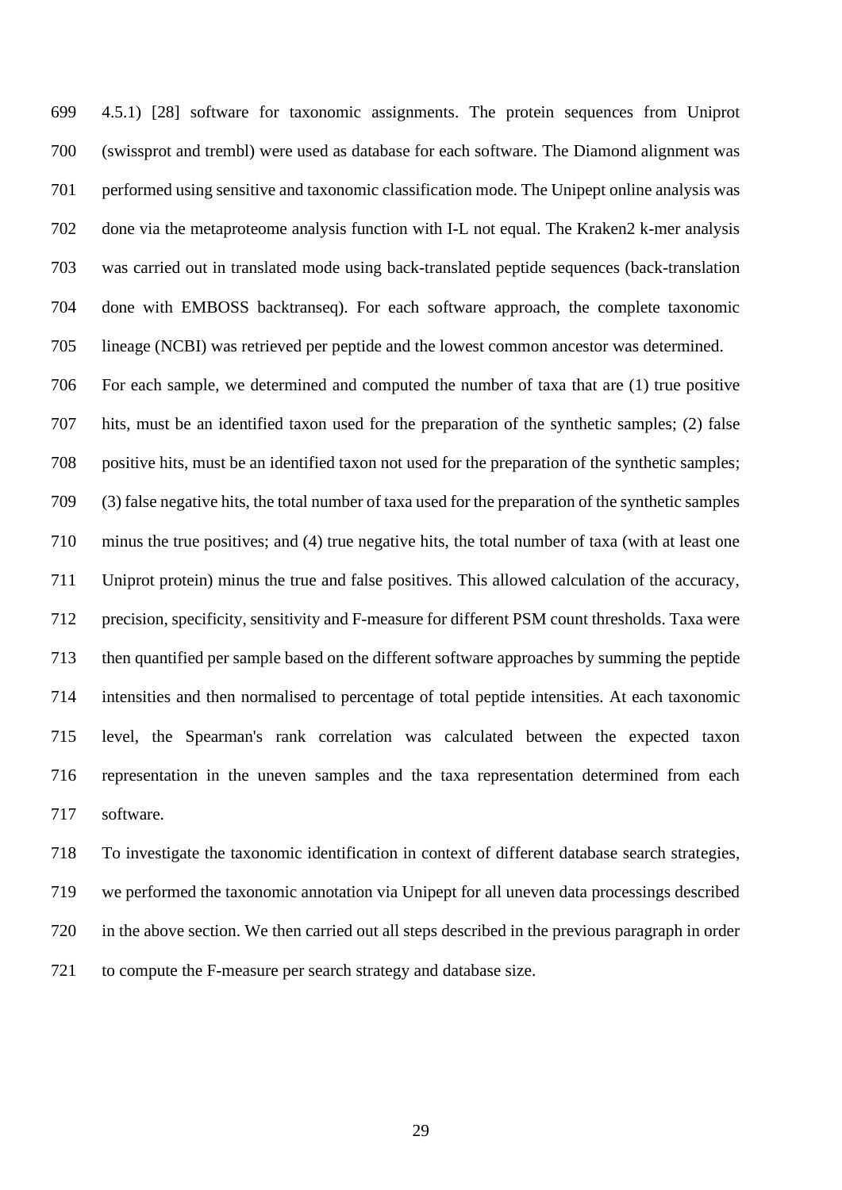4.5.1) [28] software for taxonomic assignments. The protein sequences from Uniprot (swissprot and trembl) were used as database for each software. The Diamond alignment was performed using sensitive and taxonomic classification mode. The Unipept online analysis was done via the metaproteome analysis function with I-L not equal. The Kraken2 k-mer analysis was carried out in translated mode using back-translated peptide sequences (back-translation done with EMBOSS backtranseq). For each software approach, the complete taxonomic lineage (NCBI) was retrieved per peptide and the lowest common ancestor was determined.

For each sample, we determined and computed the number of taxa that are (1) true positive hits, must be an identified taxon used for the preparation of the synthetic samples; (2) false positive hits, must be an identified taxon not used for the preparation of the synthetic samples; (3) false negative hits, the total number of taxa used for the preparation of the synthetic samples minus the true positives; and (4) true negative hits, the total number of taxa (with at least one Uniprot protein) minus the true and false positives. This allowed calculation of the accuracy, precision, specificity, sensitivity and F-measure for different PSM count thresholds. Taxa were then quantified per sample based on the different software approaches by summing the peptide intensities and then normalised to percentage of total peptide intensities. At each taxonomic level, the Spearman's rank correlation was calculated between the expected taxon representation in the uneven samples and the taxa representation determined from each software.

To investigate the taxonomic identification in context of different database search strategies, we performed the taxonomic annotation via Unipept for all uneven data processings described in the above section. We then carried out all steps described in the previous paragraph in order to compute the F-measure per search strategy and database size.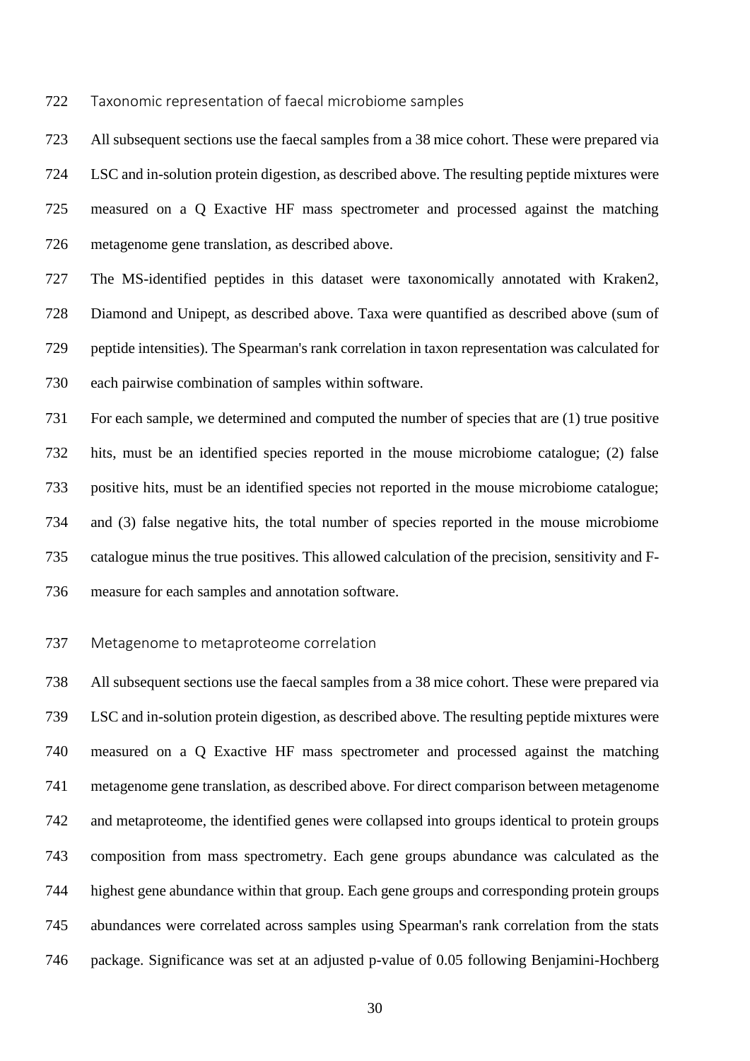### Taxonomic representation of faecal microbiome samples

All subsequent sections use the faecal samples from a 38 mice cohort. These were prepared via LSC and in-solution protein digestion, as described above. The resulting peptide mixtures were measured on a Q Exactive HF mass spectrometer and processed against the matching metagenome gene translation, as described above.

The MS-identified peptides in this dataset were taxonomically annotated with Kraken2, Diamond and Unipept, as described above. Taxa were quantified as described above (sum of peptide intensities). The Spearman's rank correlation in taxon representation was calculated for each pairwise combination of samples within software.

For each sample, we determined and computed the number of species that are (1) true positive hits, must be an identified species reported in the mouse microbiome catalogue; (2) false positive hits, must be an identified species not reported in the mouse microbiome catalogue; and (3) false negative hits, the total number of species reported in the mouse microbiome catalogue minus the true positives. This allowed calculation of the precision, sensitivity and F-measure for each samples and annotation software.

### Metagenome to metaproteome correlation

All subsequent sections use the faecal samples from a 38 mice cohort. These were prepared via LSC and in-solution protein digestion, as described above. The resulting peptide mixtures were measured on a Q Exactive HF mass spectrometer and processed against the matching metagenome gene translation, as described above. For direct comparison between metagenome and metaproteome, the identified genes were collapsed into groups identical to protein groups composition from mass spectrometry. Each gene groups abundance was calculated as the highest gene abundance within that group. Each gene groups and corresponding protein groups abundances were correlated across samples using Spearman's rank correlation from the stats package. Significance was set at an adjusted p-value of 0.05 following Benjamini-Hochberg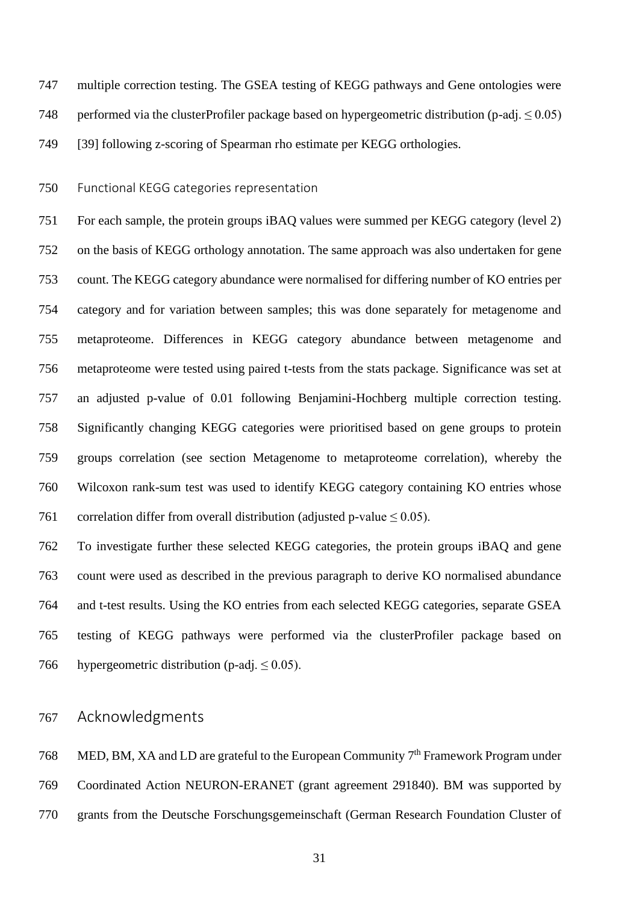multiple correction testing. The GSEA testing of KEGG pathways and Gene ontologies were performed via the clusterProfiler package based on hypergeometric distribution (p-adj. $\leq 0.05$) [39] following z-scoring of Spearman rho estimate per KEGG orthologies.

### Functional KEGG categories representation

For each sample, the protein groups iBAQ values were summed per KEGG category (level 2) on the basis of KEGG orthology annotation. The same approach was also undertaken for gene count. The KEGG category abundance were normalised for differing number of KO entries per category and for variation between samples; this was done separately for metagenome and metaproteome. Differences in KEGG category abundance between metagenome and metaproteome were tested using paired t-tests from the stats package. Significance was set at an adjusted p-value of 0.01 following Benjamini-Hochberg multiple correction testing. Significantly changing KEGG categories were prioritised based on gene groups to protein groups correlation (see section Metagenome to metaproteome correlation), whereby the Wilcoxon rank-sum test was used to identify KEGG category containing KO entries whose correlation differ from overall distribution (adjusted p-value $\leq 0.05$).

To investigate further these selected KEGG categories, the protein groups iBAQ and gene count were used as described in the previous paragraph to derive KO normalised abundance and t-test results. Using the KO entries from each selected KEGG categories, separate GSEA testing of KEGG pathways were performed via the clusterProfiler package based on hypergeometric distribution (p-adj. $\leq 0.05$).

## Acknowledgments

MED, BM, XA and LD are grateful to the European Community 7th Framework Program under Coordinated Action NEURON-ERANET (grant agreement 291840). BM was supported by grants from the Deutsche Forschungsgemeinschaft (German Research Foundation Cluster of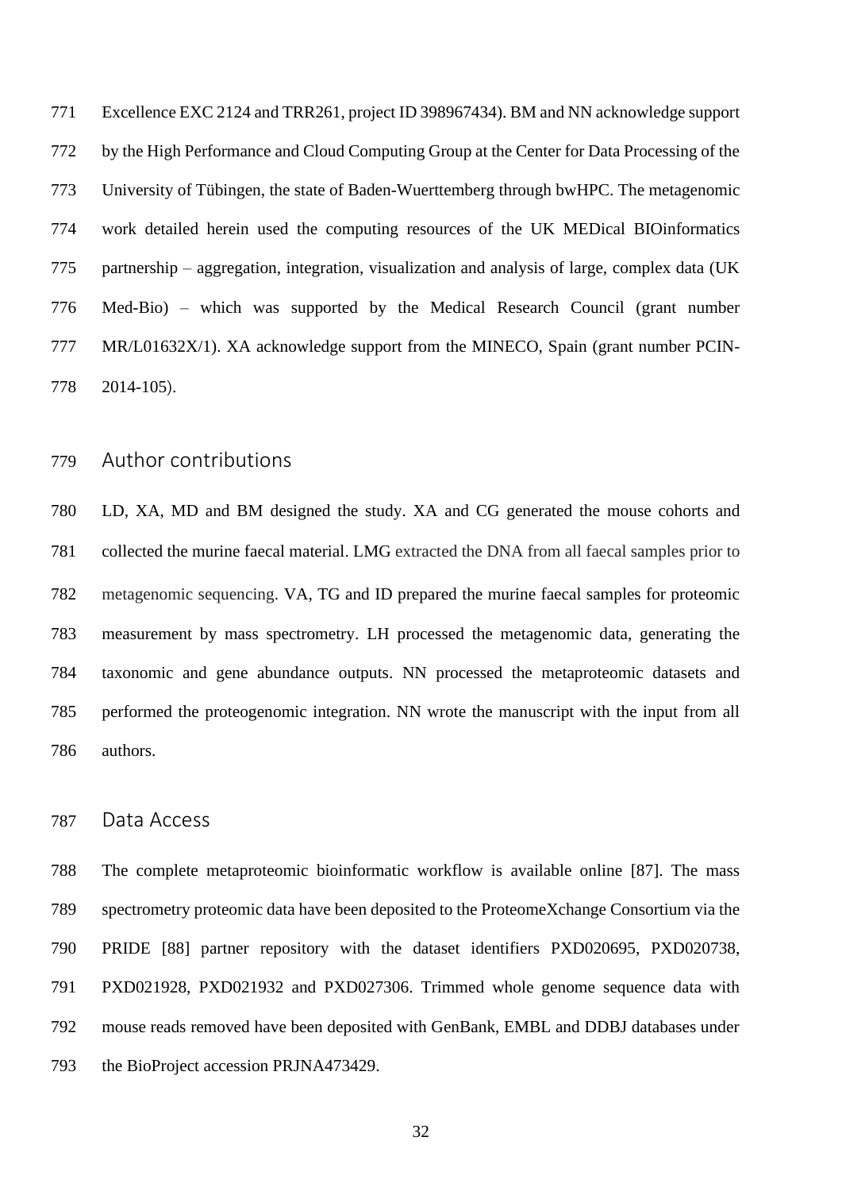Excellence EXC 2124 and TRR261, project ID 398967434). BM and NN acknowledge support by the High Performance and Cloud Computing Group at the Center for Data Processing of the University of Tübingen, the state of Baden-Wuerttemberg through bwHPC. The metagenomic work detailed herein used the computing resources of the UK MEDical BIOinformatics partnership – aggregation, integration, visualization and analysis of large, complex data (UK Med-Bio) – which was supported by the Medical Research Council (grant number MR/L01632X/1). XA acknowledge support from the MINECO, Spain (grant number PCIN-2014-105).

## Author contributions

LD, XA, MD and BM designed the study. XA and CG generated the mouse cohorts and collected the murine faecal material. LMG extracted the DNA from all faecal samples prior to metagenomic sequencing. VA, TG and ID prepared the murine faecal samples for proteomic measurement by mass spectrometry. LH processed the metagenomic data, generating the taxonomic and gene abundance outputs. NN processed the metaproteomic datasets and performed the proteogenomic integration. NN wrote the manuscript with the input from all authors.

## Data Access

The complete metaproteomic bioinformatic workflow is available online [87]. The mass spectrometry proteomic data have been deposited to the ProteomeXchange Consortium via the PRIDE [88] partner repository with the dataset identifiers PXD020695, PXD020738, PXD021928, PXD021932 and PXD027306. Trimmed whole genome sequence data with mouse reads removed have been deposited with GenBank, EMBL and DDBJ databases under the BioProject accession PRJNA473429.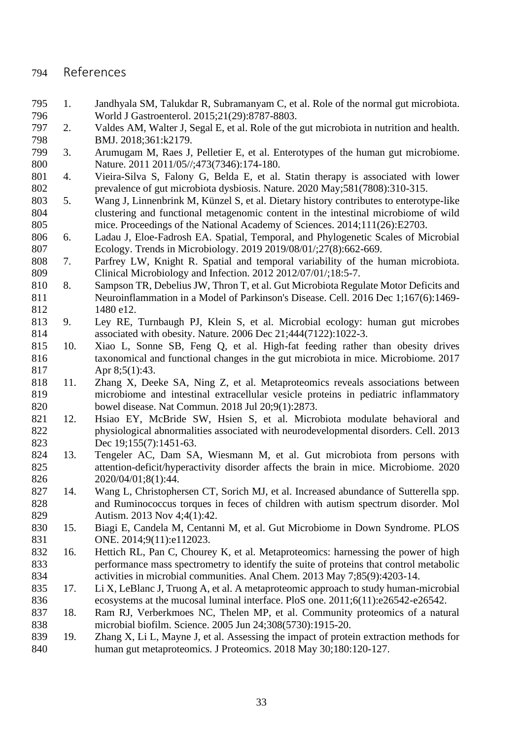# References

1. Jandhyala SM, Talukdar R, Subramanyam C, et al. Role of the normal gut microbiota. World J Gastroenterol. 2015;21(29):8787-8803.
2. Valdes AM, Walter J, Segal E, et al. Role of the gut microbiota in nutrition and health. BMJ. 2018;361:k2179.
3. Arumugam M, Raes J, Pelletier E, et al. Enterotypes of the human gut microbiome. Nature. 2011 2011/05//;473(7346):174-180.
4. Vieira-Silva S, Falony G, Belda E, et al. Statin therapy is associated with lower prevalence of gut microbiota dysbiosis. Nature. 2020 May;581(7808):310-315.
5. Wang J, Linnenbrink M, Künzel S, et al. Dietary history contributes to enterotype-like clustering and functional metagenomic content in the intestinal microbiome of wild mice. Proceedings of the National Academy of Sciences. 2014;111(26):E2703.
6. Ladau J, Eloe-Fadrosh EA. Spatial, Temporal, and Phylogenetic Scales of Microbial Ecology. Trends in Microbiology. 2019 2019/08/01/;27(8):662-669.
7. Parfrey LW, Knight R. Spatial and temporal variability of the human microbiota. Clinical Microbiology and Infection. 2012 2012/07/01/;18:5-7.
8. Sampson TR, Debelius JW, Thron T, et al. Gut Microbiota Regulate Motor Deficits and Neuroinflammation in a Model of Parkinson's Disease. Cell. 2016 Dec 1;167(6):1469-1480 e12.
9. Ley RE, Turnbaugh PJ, Klein S, et al. Microbial ecology: human gut microbes associated with obesity. Nature. 2006 Dec 21;444(7122):1022-3.
10. Xiao L, Sonne SB, Feng Q, et al. High-fat feeding rather than obesity drives taxonomical and functional changes in the gut microbiota in mice. Microbiome. 2017 Apr 8;5(1):43.
11. Zhang X, Deeke SA, Ning Z, et al. Metaproteomics reveals associations between microbiome and intestinal extracellular vesicle proteins in pediatric inflammatory bowel disease. Nat Commun. 2018 Jul 20;9(1):2873.
12. Hsiao EY, McBride SW, Hsien S, et al. Microbiota modulate behavioral and physiological abnormalities associated with neurodevelopmental disorders. Cell. 2013 Dec 19;155(7):1451-63.
13. Tengeler AC, Dam SA, Wiesmann M, et al. Gut microbiota from persons with attention-deficit/hyperactivity disorder affects the brain in mice. Microbiome. 2020 2020/04/01;8(1):44.
14. Wang L, Christophersen CT, Sorich MJ, et al. Increased abundance of Sutterella spp. and Ruminococcus torques in feces of children with autism spectrum disorder. Mol Autism. 2013 Nov 4;4(1):42.
15. Biagi E, Candela M, Centanni M, et al. Gut Microbiome in Down Syndrome. PLOS ONE. 2014;9(11):e112023.
16. Hettich RL, Pan C, Chourey K, et al. Metaproteomics: harnessing the power of high performance mass spectrometry to identify the suite of proteins that control metabolic activities in microbial communities. Anal Chem. 2013 May 7;85(9):4203-14.
17. Li X, LeBlanc J, Truong A, et al. A metaproteomic approach to study human-microbial ecosystems at the mucosal luminal interface. PloS one. 2011;6(11):e26542-e26542.
18. Ram RJ, Verberkmoes NC, Thelen MP, et al. Community proteomics of a natural microbial biofilm. Science. 2005 Jun 24;308(5730):1915-20.
19. Zhang X, Li L, Mayne J, et al. Assessing the impact of protein extraction methods for human gut metaproteomics. J Proteomics. 2018 May 30;180:120-127.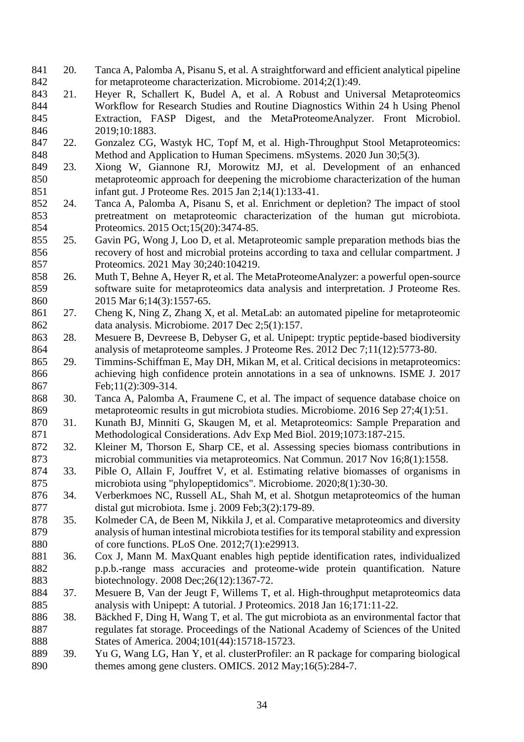20. Tanca A, Palomba A, Pisanu S, et al. A straightforward and efficient analytical pipeline for metaproteome characterization. Microbiome. 2014;2(1):49.
21. Heyer R, Schallert K, Budel A, et al. A Robust and Universal Metaproteomics Workflow for Research Studies and Routine Diagnostics Within 24 h Using Phenol Extraction, FASP Digest, and the MetaProteomeAnalyzer. Front Microbiol. 2019;10:1883.
22. Gonzalez CG, Wastyk HC, Topf M, et al. High-Throughput Stool Metaproteomics: Method and Application to Human Specimens. mSystems. 2020 Jun 30;5(3).
23. Xiong W, Giannone RJ, Morowitz MJ, et al. Development of an enhanced metaproteomic approach for deepening the microbiome characterization of the human infant gut. J Proteome Res. 2015 Jan 2;14(1):133-41.
24. Tanca A, Palomba A, Pisanu S, et al. Enrichment or depletion? The impact of stool pretreatment on metaproteomic characterization of the human gut microbiota. Proteomics. 2015 Oct;15(20):3474-85.
25. Gavin PG, Wong J, Loo D, et al. Metaproteomic sample preparation methods bias the recovery of host and microbial proteins according to taxa and cellular compartment. J Proteomics. 2021 May 30;240:104219.
26. Muth T, Behne A, Heyer R, et al. The MetaProteomeAnalyzer: a powerful open-source software suite for metaproteomics data analysis and interpretation. J Proteome Res. 2015 Mar 6;14(3):1557-65.
27. Cheng K, Ning Z, Zhang X, et al. MetaLab: an automated pipeline for metaproteomic data analysis. Microbiome. 2017 Dec 2;5(1):157.
28. Mesuere B, Devreese B, Debyser G, et al. Unipept: tryptic peptide-based biodiversity analysis of metaproteome samples. J Proteome Res. 2012 Dec 7;11(12):5773-80.
29. Timmins-Schiffman E, May DH, Mikan M, et al. Critical decisions in metaproteomics: achieving high confidence protein annotations in a sea of unknowns. ISME J. 2017 Feb;11(2):309-314.
30. Tanca A, Palomba A, Fraumene C, et al. The impact of sequence database choice on metaproteomic results in gut microbiota studies. Microbiome. 2016 Sep 27;4(1):51.
31. Kunath BJ, Minniti G, Skaugen M, et al. Metaproteomics: Sample Preparation and Methodological Considerations. Adv Exp Med Biol. 2019;1073:187-215.
32. Kleiner M, Thorson E, Sharp CE, et al. Assessing species biomass contributions in microbial communities via metaproteomics. Nat Commun. 2017 Nov 16;8(1):1558.
33. Pible O, Allain F, Jouffret V, et al. Estimating relative biomasses of organisms in microbiota using "phylopeptidomics". Microbiome. 2020;8(1):30-30.
34. Verberkmoes NC, Russell AL, Shah M, et al. Shotgun metaproteomics of the human distal gut microbiota. Isme j. 2009 Feb;3(2):179-89.
35. Kolmeder CA, de Been M, Nikkila J, et al. Comparative metaproteomics and diversity analysis of human intestinal microbiota testifies for its temporal stability and expression of core functions. PLoS One. 2012;7(1):e29913.
36. Cox J, Mann M. MaxQuant enables high peptide identification rates, individualized p.p.b.-range mass accuracies and proteome-wide protein quantification. Nature biotechnology. 2008 Dec;26(12):1367-72.
37. Mesuere B, Van der Jeugt F, Willems T, et al. High-throughput metaproteomics data analysis with Unipept: A tutorial. J Proteomics. 2018 Jan 16;171:11-22.
38. Bäckhed F, Ding H, Wang T, et al. The gut microbiota as an environmental factor that regulates fat storage. Proceedings of the National Academy of Sciences of the United States of America. 2004;101(44):15718-15723.
39. Yu G, Wang LG, Han Y, et al. clusterProfiler: an R package for comparing biological themes among gene clusters. OMICS. 2012 May;16(5):284-7.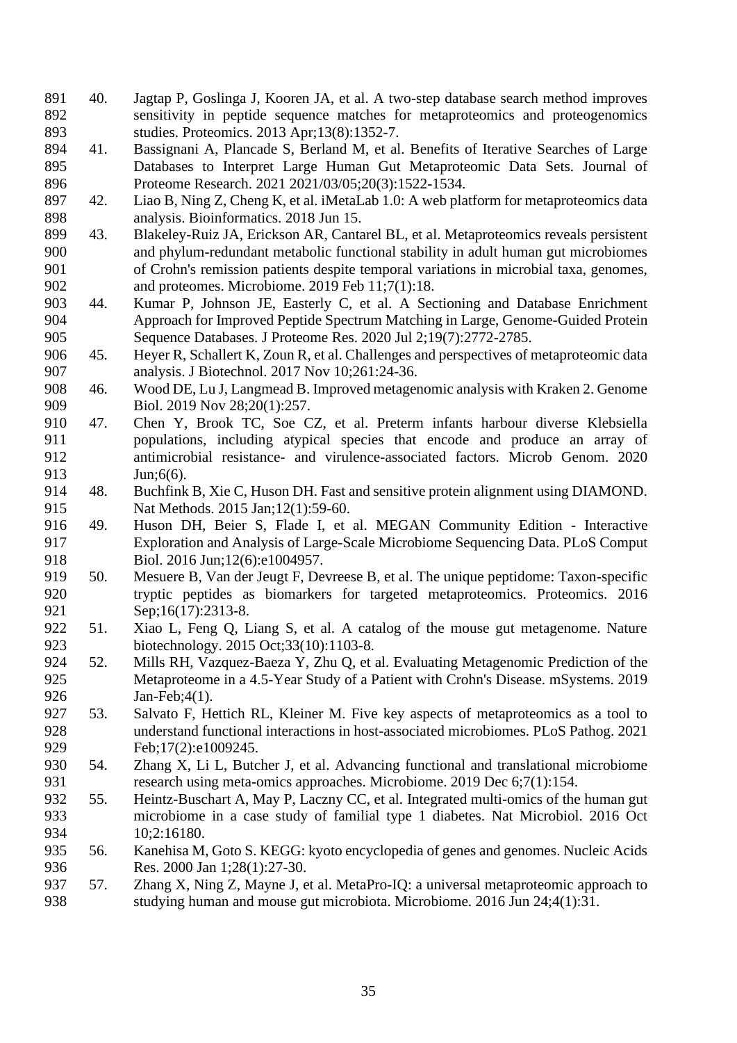40. Jagtap P, Goslinga J, Kooren JA, et al. A two-step database search method improves sensitivity in peptide sequence matches for metaproteomics and proteogenomics studies. Proteomics. 2013 Apr;13(8):1352-7.
41. Bassignani A, Plancade S, Berland M, et al. Benefits of Iterative Searches of Large Databases to Interpret Large Human Gut Metaproteomic Data Sets. Journal of Proteome Research. 2021 2021/03/05;20(3):1522-1534.
42. Liao B, Ning Z, Cheng K, et al. iMetaLab 1.0: A web platform for metaproteomics data analysis. Bioinformatics. 2018 Jun 15.
43. Blakeley-Ruiz JA, Erickson AR, Cantarel BL, et al. Metaproteomics reveals persistent and phylum-redundant metabolic functional stability in adult human gut microbiomes of Crohn's remission patients despite temporal variations in microbial taxa, genomes, and proteomes. Microbiome. 2019 Feb 11;7(1):18.
44. Kumar P, Johnson JE, Easterly C, et al. A Sectioning and Database Enrichment Approach for Improved Peptide Spectrum Matching in Large, Genome-Guided Protein Sequence Databases. J Proteome Res. 2020 Jul 2;19(7):2772-2785.
45. Heyer R, Schallert K, Zoun R, et al. Challenges and perspectives of metaproteomic data analysis. J Biotechnol. 2017 Nov 10;261:24-36.
46. Wood DE, Lu J, Langmead B. Improved metagenomic analysis with Kraken 2. Genome Biol. 2019 Nov 28;20(1):257.
47. Chen Y, Brook TC, Soe CZ, et al. Preterm infants harbour diverse Klebsiella populations, including atypical species that encode and produce an array of antimicrobial resistance- and virulence-associated factors. Microb Genom. 2020 Jun;6(6).
48. Buchfink B, Xie C, Huson DH. Fast and sensitive protein alignment using DIAMOND. Nat Methods. 2015 Jan;12(1):59-60.
49. Huson DH, Beier S, Flade I, et al. MEGAN Community Edition - Interactive Exploration and Analysis of Large-Scale Microbiome Sequencing Data. PLoS Comput Biol. 2016 Jun;12(6):e1004957.
50. Mesuere B, Van der Jeugt F, Devreese B, et al. The unique peptidome: Taxon-specific tryptic peptides as biomarkers for targeted metaproteomics. Proteomics. 2016 Sep;16(17):2313-8.
51. Xiao L, Feng Q, Liang S, et al. A catalog of the mouse gut metagenome. Nature biotechnology. 2015 Oct;33(10):1103-8.
52. Mills RH, Vazquez-Baeza Y, Zhu Q, et al. Evaluating Metagenomic Prediction of the Metaproteome in a 4.5-Year Study of a Patient with Crohn's Disease. mSystems. 2019 Jan-Feb;4(1).
53. Salvato F, Hettich RL, Kleiner M. Five key aspects of metaproteomics as a tool to understand functional interactions in host-associated microbiomes. PLoS Pathog. 2021 Feb;17(2):e1009245.
54. Zhang X, Li L, Butcher J, et al. Advancing functional and translational microbiome research using meta-omics approaches. Microbiome. 2019 Dec 6;7(1):154.
55. Heintz-Buschart A, May P, Laczny CC, et al. Integrated multi-omics of the human gut microbiome in a case study of familial type 1 diabetes. Nat Microbiol. 2016 Oct 10;2:16180.
56. Kanehisa M, Goto S. KEGG: kyoto encyclopedia of genes and genomes. Nucleic Acids Res. 2000 Jan 1;28(1):27-30.
57. Zhang X, Ning Z, Mayne J, et al. MetaPro-IQ: a universal metaproteomic approach to studying human and mouse gut microbiota. Microbiome. 2016 Jun 24;4(1):31.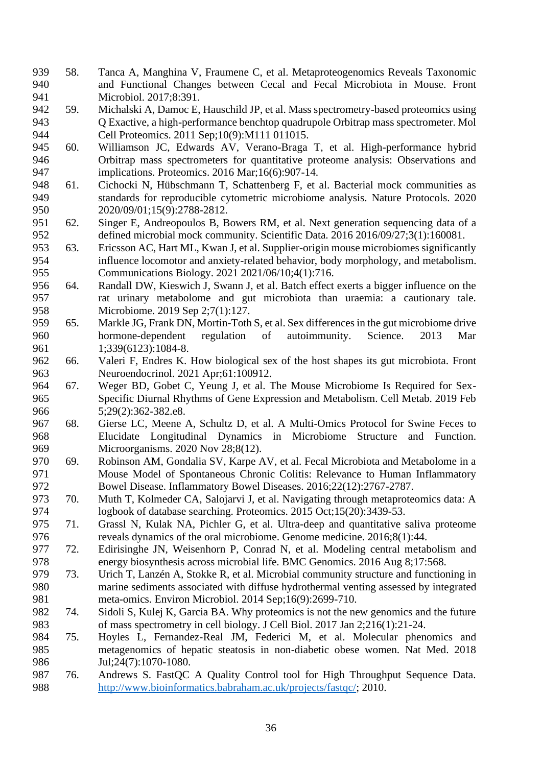58. Tanca A, Manghina V, Fraumene C, et al. Metaproteogenomics Reveals Taxonomic and Functional Changes between Cecal and Fecal Microbiota in Mouse. Front Microbiol. 2017;8:391.
59. Michalski A, Damoc E, Hauschild JP, et al. Mass spectrometry-based proteomics using Q Exactive, a high-performance benchtop quadrupole Orbitrap mass spectrometer. Mol Cell Proteomics. 2011 Sep;10(9):M111 011015.
60. Williamson JC, Edwards AV, Verano-Braga T, et al. High-performance hybrid Orbitrap mass spectrometers for quantitative proteome analysis: Observations and implications. Proteomics. 2016 Mar;16(6):907-14.
61. Cichocki N, Hübschmann T, Schattenberg F, et al. Bacterial mock communities as standards for reproducible cytometric microbiome analysis. Nature Protocols. 2020 2020/09/01;15(9):2788-2812.
62. Singer E, Andreopoulos B, Bowers RM, et al. Next generation sequencing data of a defined microbial mock community. Scientific Data. 2016 2016/09/27;3(1):160081.
63. Ericsson AC, Hart ML, Kwan J, et al. Supplier-origin mouse microbiomes significantly influence locomotor and anxiety-related behavior, body morphology, and metabolism. Communications Biology. 2021 2021/06/10;4(1):716.
64. Randall DW, Kieswich J, Swann J, et al. Batch effect exerts a bigger influence on the rat urinary metabolome and gut microbiota than uraemia: a cautionary tale. Microbiome. 2019 Sep 2;7(1):127.
65. Markle JG, Frank DN, Mortin-Toth S, et al. Sex differences in the gut microbiome drive hormone-dependent regulation of autoimmunity. Science. 2013 Mar 1;339(6123):1084-8.
66. Valeri F, Endres K. How biological sex of the host shapes its gut microbiota. Front Neuroendocrinol. 2021 Apr;61:100912.
67. Weger BD, Gobet C, Yeung J, et al. The Mouse Microbiome Is Required for Sex-Specific Diurnal Rhythms of Gene Expression and Metabolism. Cell Metab. 2019 Feb 5;29(2):362-382.e8.
68. Gierse LC, Meene A, Schultz D, et al. A Multi-Omics Protocol for Swine Feces to Elucidate Longitudinal Dynamics in Microbiome Structure and Function. Microorganisms. 2020 Nov 28;8(12).
69. Robinson AM, Gondalia SV, Karpe AV, et al. Fecal Microbiota and Metabolome in a Mouse Model of Spontaneous Chronic Colitis: Relevance to Human Inflammatory Bowel Disease. Inflammatory Bowel Diseases. 2016;22(12):2767-2787.
70. Muth T, Kolmeder CA, Salojarvi J, et al. Navigating through metaproteomics data: A logbook of database searching. Proteomics. 2015 Oct;15(20):3439-53.
71. Grassl N, Kulak NA, Pichler G, et al. Ultra-deep and quantitative saliva proteome reveals dynamics of the oral microbiome. Genome medicine. 2016;8(1):44.
72. Edirisinghe JN, Weisenhorn P, Conrad N, et al. Modeling central metabolism and energy biosynthesis across microbial life. BMC Genomics. 2016 Aug 8;17:568.
73. Urich T, Lanzén A, Stokke R, et al. Microbial community structure and functioning in marine sediments associated with diffuse hydrothermal venting assessed by integrated meta-omics. Environ Microbiol. 2014 Sep;16(9):2699-710.
74. Sidoli S, Kulej K, Garcia BA. Why proteomics is not the new genomics and the future of mass spectrometry in cell biology. J Cell Biol. 2017 Jan 2;216(1):21-24.
75. Hoyles L, Fernandez-Real JM, Federici M, et al. Molecular phenomics and metagenomics of hepatic steatosis in non-diabetic obese women. Nat Med. 2018 Jul;24(7):1070-1080.
76. Andrews S. FastQC A Quality Control tool for High Throughput Sequence Data. http://www.bioinformatics.babraham.ac.uk/projects/fastqc/; 2010.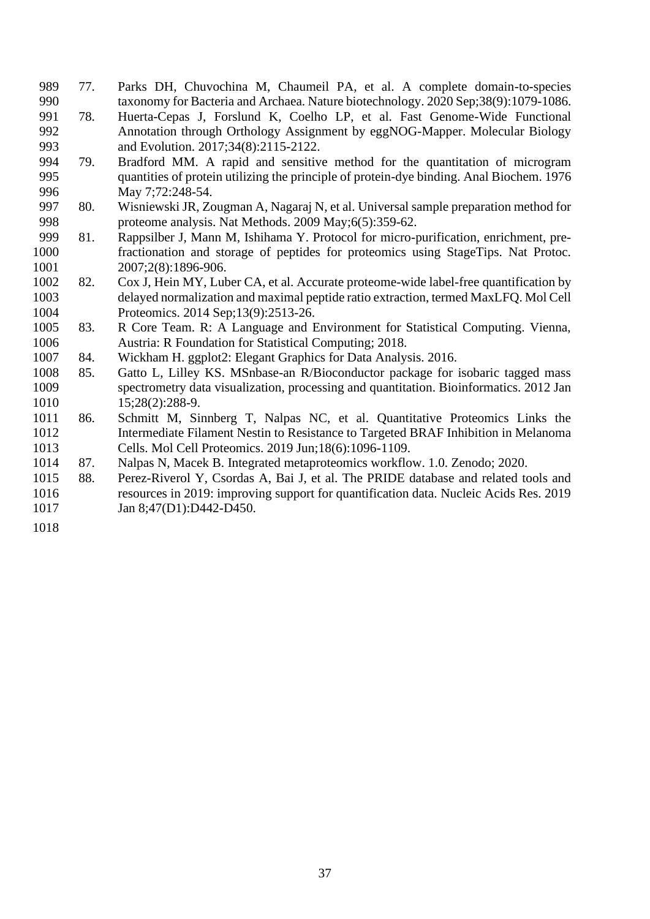77. Parks DH, Chuvochina M, Chaumeil PA, et al. A complete domain-to-species taxonomy for Bacteria and Archaea. Nature biotechnology. 2020 Sep;38(9):1079-1086.
78. Huerta-Cepas J, Forslund K, Coelho LP, et al. Fast Genome-Wide Functional Annotation through Orthology Assignment by eggNOG-Mapper. Molecular Biology and Evolution. 2017;34(8):2115-2122.
79. Bradford MM. A rapid and sensitive method for the quantitation of microgram quantities of protein utilizing the principle of protein-dye binding. Anal Biochem. 1976 May 7;72:248-54.
80. Wisniewski JR, Zougman A, Nagaraj N, et al. Universal sample preparation method for proteome analysis. Nat Methods. 2009 May;6(5):359-62.
81. Rappsilber J, Mann M, Ishihama Y. Protocol for micro-purification, enrichment, pre-fractionation and storage of peptides for proteomics using StageTips. Nat Protoc. 2007;2(8):1896-906.
82. Cox J, Hein MY, Luber CA, et al. Accurate proteome-wide label-free quantification by delayed normalization and maximal peptide ratio extraction, termed MaxLFQ. Mol Cell Proteomics. 2014 Sep;13(9):2513-26.
83. R Core Team. R: A Language and Environment for Statistical Computing. Vienna, Austria: R Foundation for Statistical Computing; 2018.
84. Wickham H. ggplot2: Elegant Graphics for Data Analysis. 2016.
85. Gatto L, Lilley KS. MSnbase-an R/Bioconductor package for isobaric tagged mass spectrometry data visualization, processing and quantitation. Bioinformatics. 2012 Jan 15;28(2):288-9.
86. Schmitt M, Sinnberg T, Nalpas NC, et al. Quantitative Proteomics Links the Intermediate Filament Nestin to Resistance to Targeted BRAF Inhibition in Melanoma Cells. Mol Cell Proteomics. 2019 Jun;18(6):1096-1109.
87. Nalpas N, Macek B. Integrated metaproteomics workflow. 1.0. Zenodo; 2020.
88. Perez-Riverol Y, Csordas A, Bai J, et al. The PRIDE database and related tools and resources in 2019: improving support for quantification data. Nucleic Acids Res. 2019 Jan 8;47(D1):D442-D450.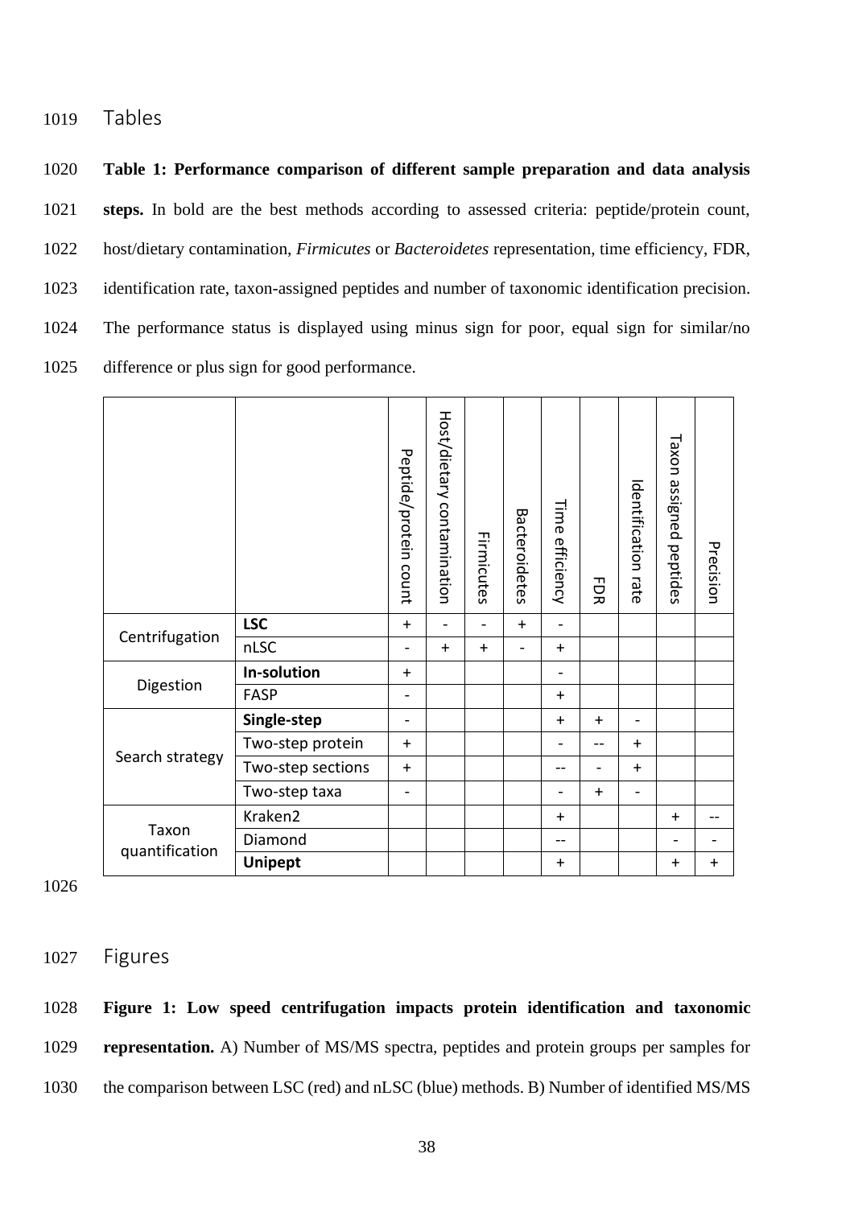## Tables

**Table 1: Performance comparison of different sample preparation and data analysis steps.** In bold are the best methods according to assessed criteria: peptide/protein count, host/dietary contamination, *Firmicutes* or *Bacteroidetes* representation, time efficiency, FDR, identification rate, taxon-assigned peptides and number of taxonomic identification precision. The performance status is displayed using minus sign for poor, equal sign for similar/no difference or plus sign for good performance.

| | | Peptide/protein count | Host/dietary contamination | Firmicutes | Bacteroidetes | Time efficiency | FDR | Identification rate | Taxon assigned peptides | Precision |
|---|---|---|---|---|---|---|---|---|---|---|
| Centrifugation | **LSC** | + | - | - | + | - | | | | |
| | nLSC | - | + | + | - | + | | | | |
| Digestion | **In-solution** | + | | | | - | | | | |
| | FASP | - | | | | + | | | | |
| Search strategy | **Single-step** | - | | | | + | + | - | | |
| | Two-step protein | + | | | | - | -- | + | | |
| | Two-step sections | + | | | | -- | - | + | | |
| | Two-step taxa | - | | | | - | + | - | | |
| Taxon quantification | Kraken2 | | | | | + | | | + | -- |
| | Diamond | | | | | -- | | | - | - |
| | **Unipept** | | | | | + | | | + | + |

## Figures

**Figure 1: Low speed centrifugation impacts protein identification and taxonomic representation.** A) Number of MS/MS spectra, peptides and protein groups per samples for the comparison between LSC (red) and nLSC (blue) methods. B) Number of identified MS/MS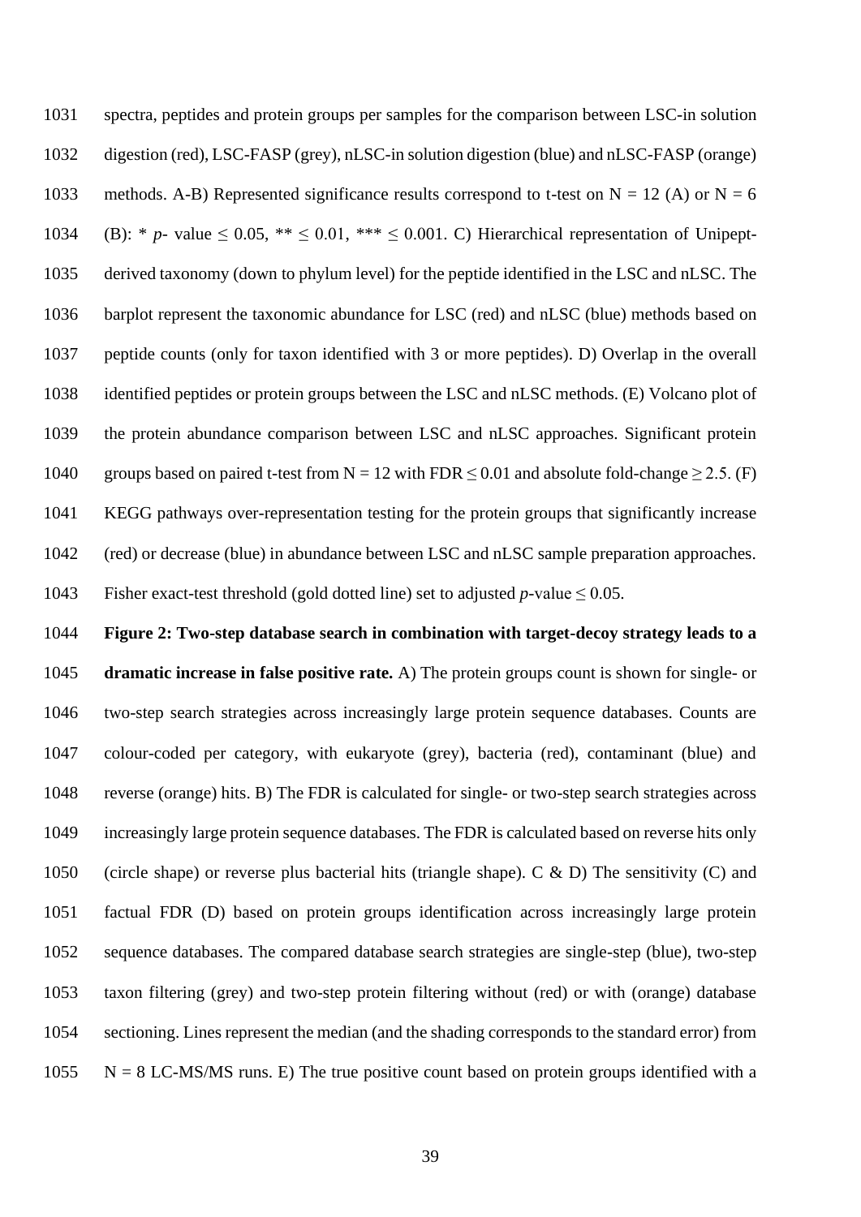spectra, peptides and protein groups per samples for the comparison between LSC-in solution digestion (red), LSC-FASP (grey), nLSC-in solution digestion (blue) and nLSC-FASP (orange) methods. A-B) Represented significance results correspond to t-test on N = 12 (A) or N = 6 (B): * *p*- value ≤ 0.05, ** ≤ 0.01, *** ≤ 0.001. C) Hierarchical representation of Unipept-derived taxonomy (down to phylum level) for the peptide identified in the LSC and nLSC. The barplot represent the taxonomic abundance for LSC (red) and nLSC (blue) methods based on peptide counts (only for taxon identified with 3 or more peptides). D) Overlap in the overall identified peptides or protein groups between the LSC and nLSC methods. (E) Volcano plot of the protein abundance comparison between LSC and nLSC approaches. Significant protein groups based on paired t-test from N = 12 with FDR ≤ 0.01 and absolute fold-change ≥ 2.5. (F) KEGG pathways over-representation testing for the protein groups that significantly increase (red) or decrease (blue) in abundance between LSC and nLSC sample preparation approaches. Fisher exact-test threshold (gold dotted line) set to adjusted *p*-value ≤ 0.05.

**Figure 2: Two-step database search in combination with target-decoy strategy leads to a dramatic increase in false positive rate.** A) The protein groups count is shown for single- or two-step search strategies across increasingly large protein sequence databases. Counts are colour-coded per category, with eukaryote (grey), bacteria (red), contaminant (blue) and reverse (orange) hits. B) The FDR is calculated for single- or two-step search strategies across increasingly large protein sequence databases. The FDR is calculated based on reverse hits only (circle shape) or reverse plus bacterial hits (triangle shape). C & D) The sensitivity (C) and factual FDR (D) based on protein groups identification across increasingly large protein sequence databases. The compared database search strategies are single-step (blue), two-step taxon filtering (grey) and two-step protein filtering without (red) or with (orange) database sectioning. Lines represent the median (and the shading corresponds to the standard error) from N = 8 LC-MS/MS runs. E) The true positive count based on protein groups identified with a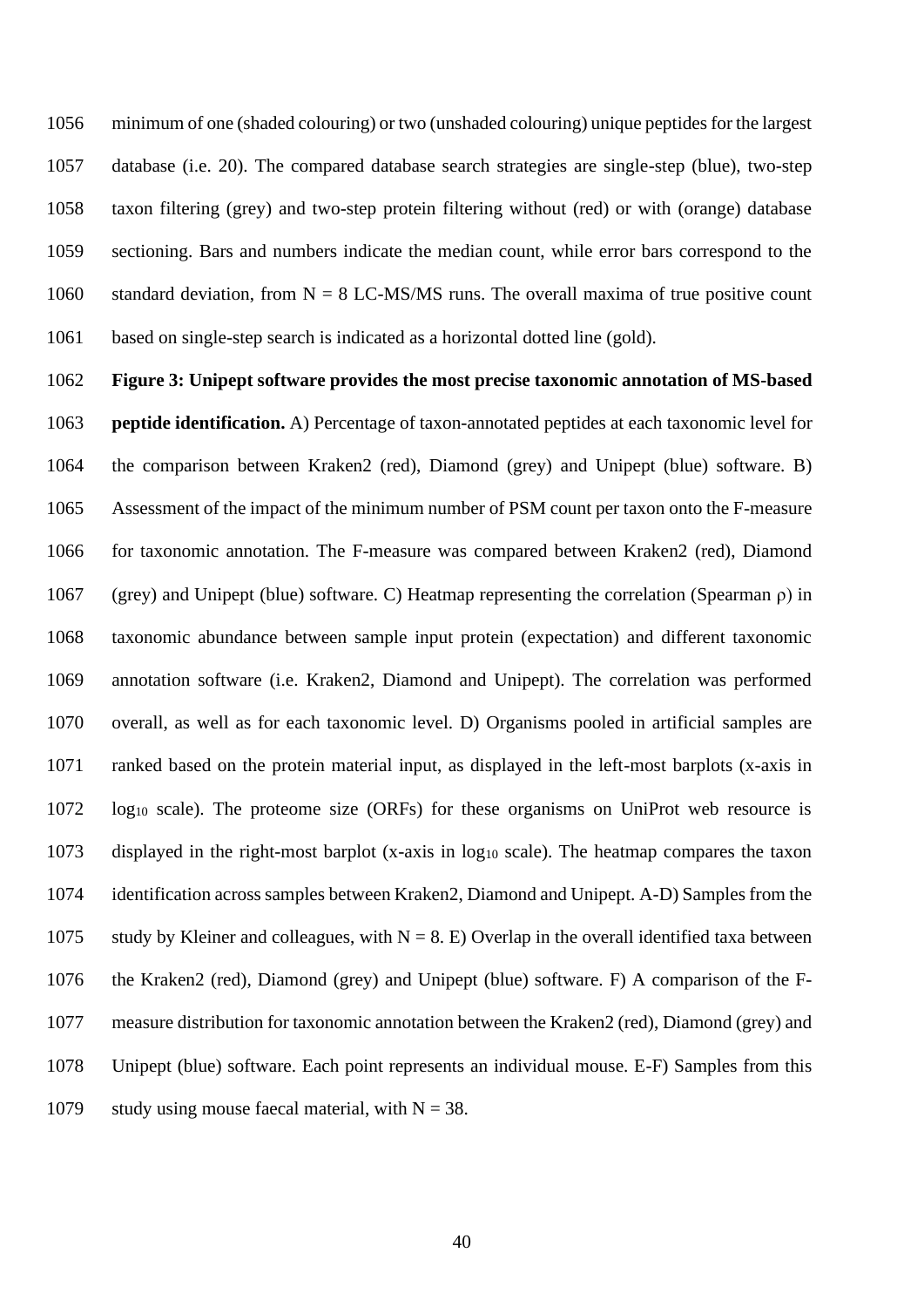minimum of one (shaded colouring) or two (unshaded colouring) unique peptides for the largest database (i.e. 20). The compared database search strategies are single-step (blue), two-step taxon filtering (grey) and two-step protein filtering without (red) or with (orange) database sectioning. Bars and numbers indicate the median count, while error bars correspond to the standard deviation, from N = 8 LC-MS/MS runs. The overall maxima of true positive count based on single-step search is indicated as a horizontal dotted line (gold).

**Figure 3: Unipept software provides the most precise taxonomic annotation of MS-based peptide identification.** A) Percentage of taxon-annotated peptides at each taxonomic level for the comparison between Kraken2 (red), Diamond (grey) and Unipept (blue) software. B) Assessment of the impact of the minimum number of PSM count per taxon onto the F-measure for taxonomic annotation. The F-measure was compared between Kraken2 (red), Diamond (grey) and Unipept (blue) software. C) Heatmap representing the correlation (Spearman $\rho$) in taxonomic abundance between sample input protein (expectation) and different taxonomic annotation software (i.e. Kraken2, Diamond and Unipept). The correlation was performed overall, as well as for each taxonomic level. D) Organisms pooled in artificial samples are ranked based on the protein material input, as displayed in the left-most barplots (x-axis in $\log_{10}$ scale). The proteome size (ORFs) for these organisms on UniProt web resource is displayed in the right-most barplot (x-axis in $\log_{10}$ scale). The heatmap compares the taxon identification across samples between Kraken2, Diamond and Unipept. A-D) Samples from the study by Kleiner and colleagues, with N = 8. E) Overlap in the overall identified taxa between the Kraken2 (red), Diamond (grey) and Unipept (blue) software. F) A comparison of the F-measure distribution for taxonomic annotation between the Kraken2 (red), Diamond (grey) and Unipept (blue) software. Each point represents an individual mouse. E-F) Samples from this study using mouse faecal material, with N = 38.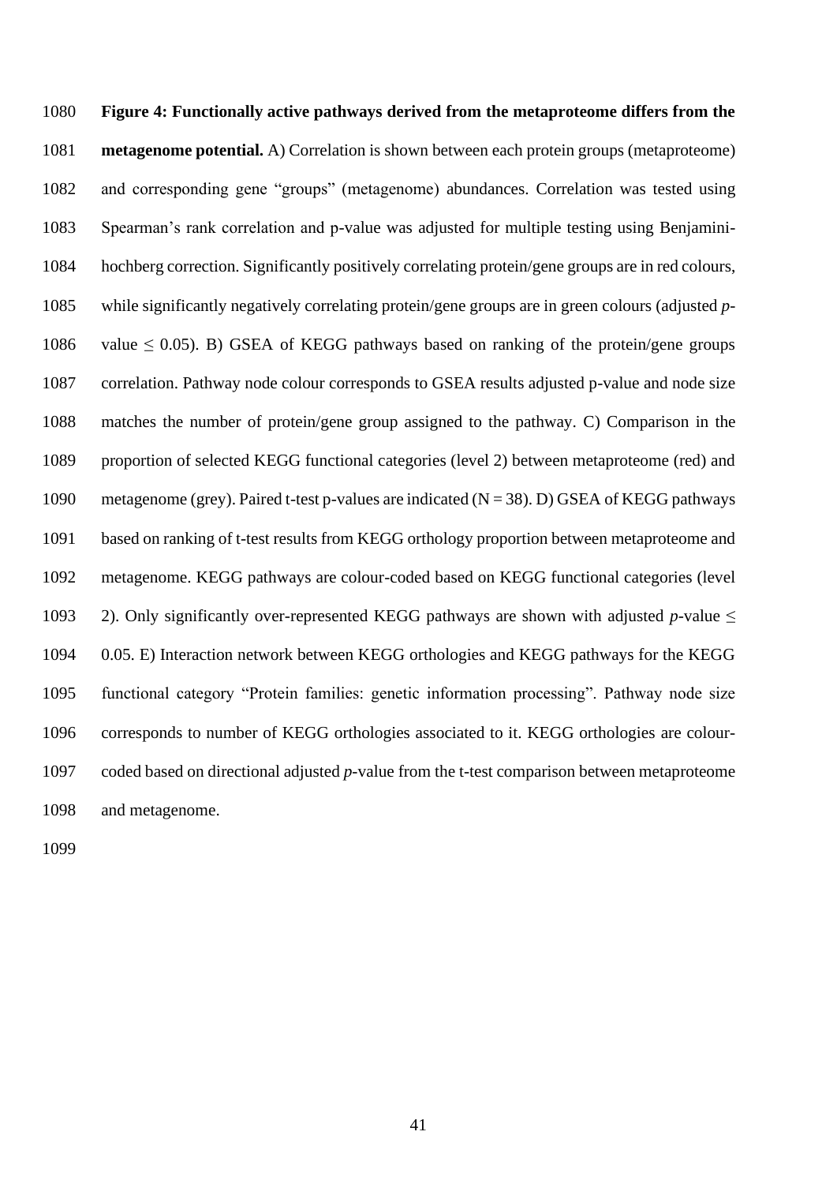**Figure 4: Functionally active pathways derived from the metaproteome differs from the metagenome potential.** A) Correlation is shown between each protein groups (metaproteome) and corresponding gene "groups" (metagenome) abundances. Correlation was tested using Spearman's rank correlation and p-value was adjusted for multiple testing using Benjamini-hochberg correction. Significantly positively correlating protein/gene groups are in red colours, while significantly negatively correlating protein/gene groups are in green colours (adjusted *p*-value $\leq 0.05$). B) GSEA of KEGG pathways based on ranking of the protein/gene groups correlation. Pathway node colour corresponds to GSEA results adjusted p-value and node size matches the number of protein/gene group assigned to the pathway. C) Comparison in the proportion of selected KEGG functional categories (level 2) between metaproteome (red) and metagenome (grey). Paired t-test p-values are indicated ($N = 38$). D) GSEA of KEGG pathways based on ranking of t-test results from KEGG orthology proportion between metaproteome and metagenome. KEGG pathways are colour-coded based on KEGG functional categories (level 2). Only significantly over-represented KEGG pathways are shown with adjusted *p*-value $\leq$ 0.05. E) Interaction network between KEGG orthologies and KEGG pathways for the KEGG functional category "Protein families: genetic information processing". Pathway node size corresponds to number of KEGG orthologies associated to it. KEGG orthologies are colour-coded based on directional adjusted *p*-value from the t-test comparison between metaproteome and metagenome.